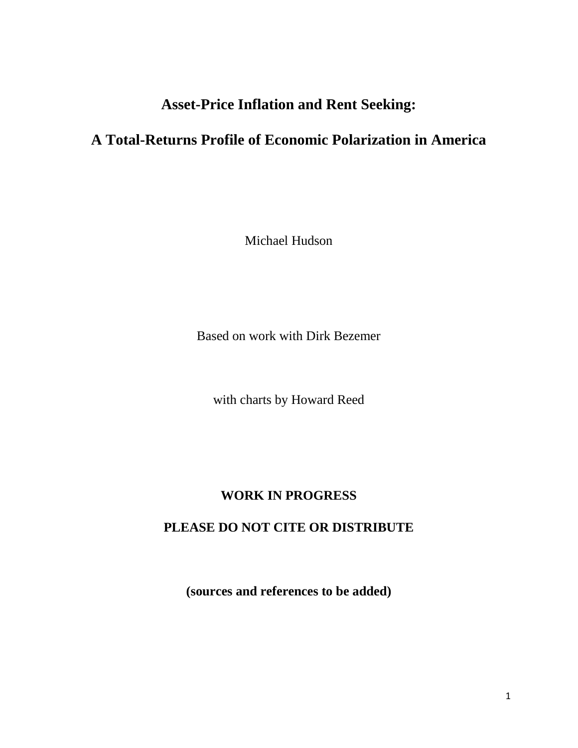# Asset-Price Inflation and Rent Seeking:

# A Total-Returns Profile of Economic Polarization in America

Michael Hudson

Based on work with Dirk Bezemer

with charts by Howard Reed

**WORK IN PROGRESS**

**PLEASE DO NOT CITE OR DISTRIBUTE**

**(sources and references to be added)**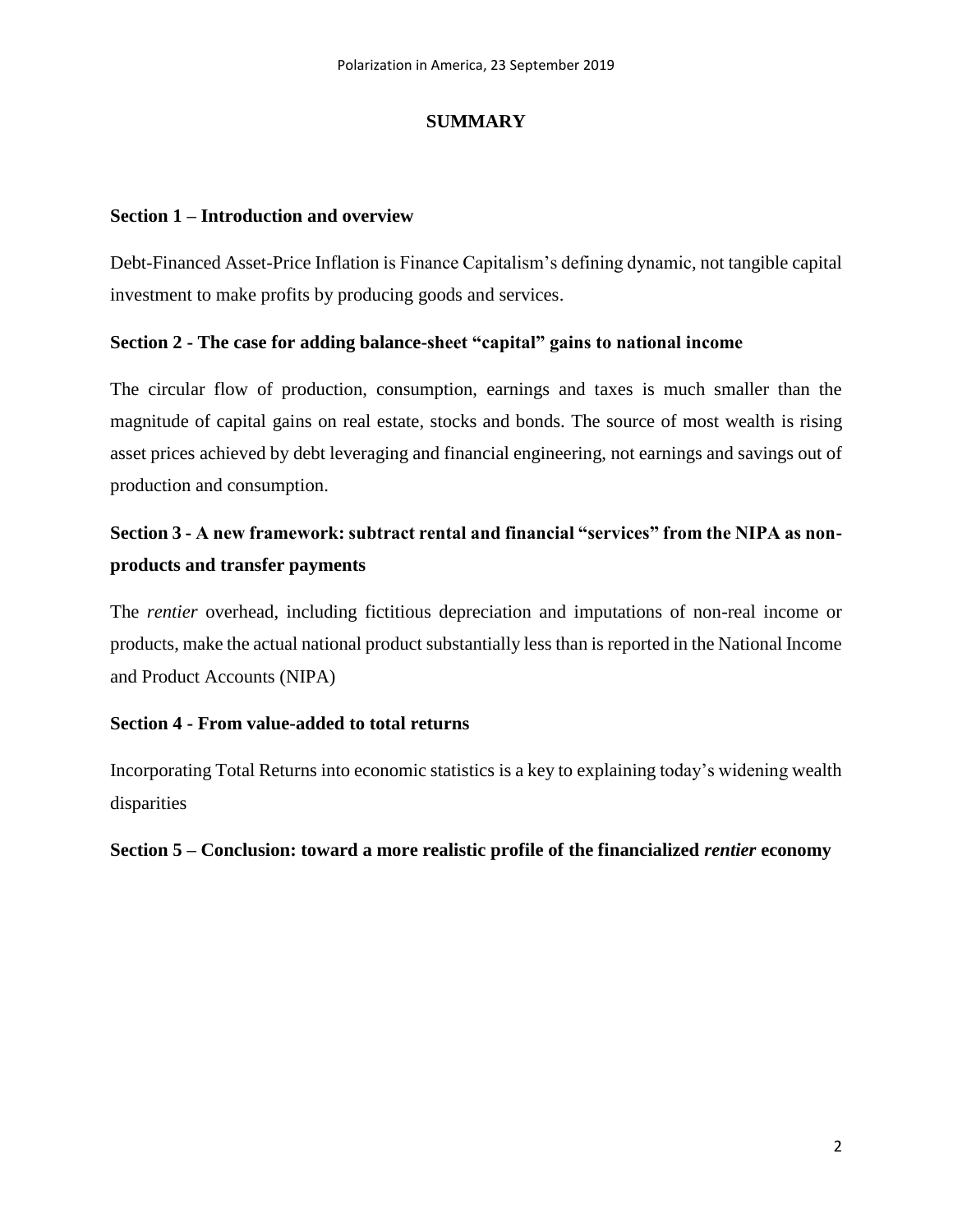## SUMMARY

### Section 1 – Introduction and overview

Debt-Financed Asset-Price Inflation is Finance Capitalism's defining dynamic, not tangible capital investment to make profits by producing goods and services.

### Section 2 - The case for adding balance-sheet "capital" gains to national income

The circular flow of production, consumption, earnings and taxes is much smaller than the magnitude of capital gains on real estate, stocks and bonds. The source of most wealth is rising asset prices achieved by debt leveraging and financial engineering, not earnings and savings out of production and consumption.

### Section 3 - A new framework: subtract rental and financial "services" from the NIPA as non-products and transfer payments

The *rentier* overhead, including fictitious depreciation and imputations of non-real income or products, make the actual national product substantially less than is reported in the National Income and Product Accounts (NIPA)

### Section 4 - From value-added to total returns

Incorporating Total Returns into economic statistics is a key to explaining today's widening wealth disparities

### Section 5 – Conclusion: toward a more realistic profile of the financialized *rentier* economy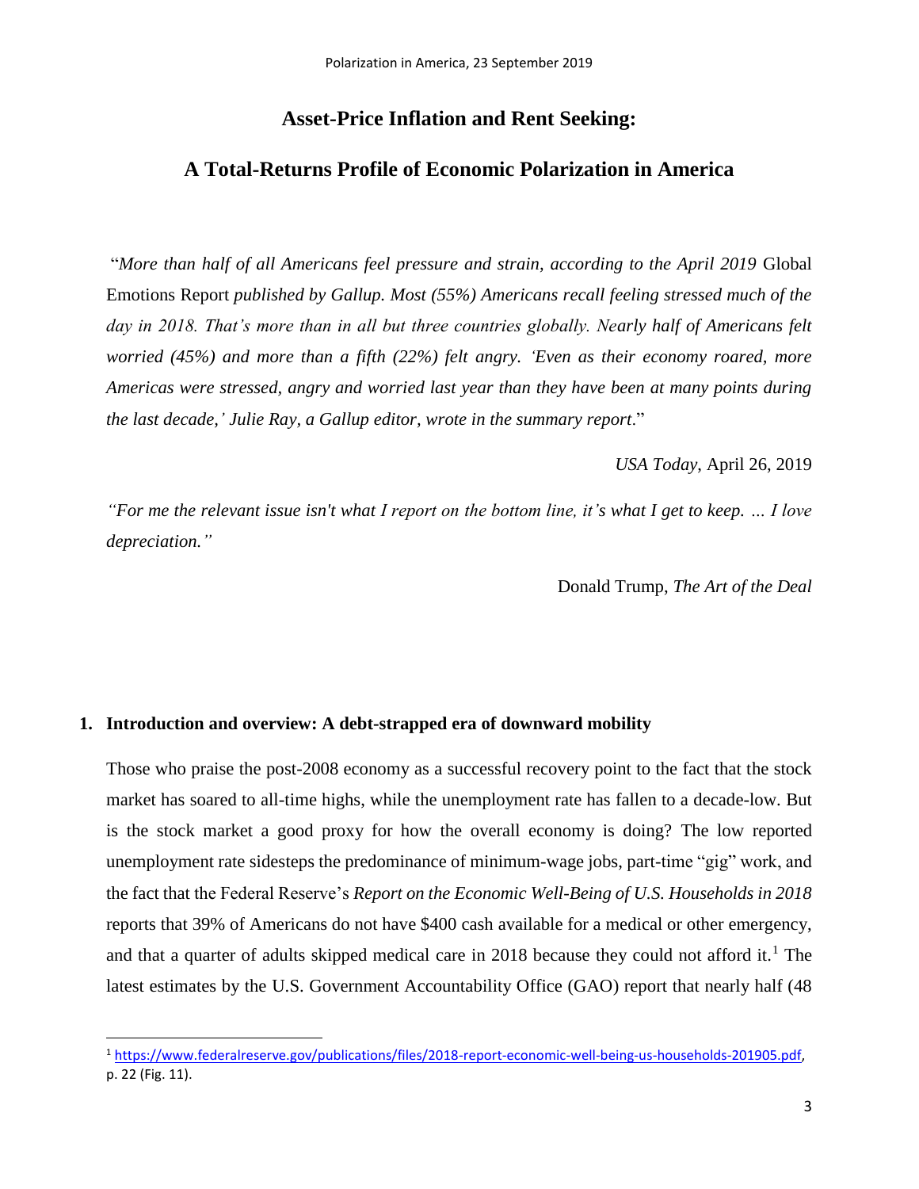## Asset-Price Inflation and Rent Seeking:

## A Total-Returns Profile of Economic Polarization in America

"*More than half of all Americans feel pressure and strain, according to the April 2019* Global Emotions Report *published by Gallup. Most (55%) Americans recall feeling stressed much of the day in 2018. That's more than in all but three countries globally. Nearly half of Americans felt worried (45%) and more than a fifth (22%) felt angry. 'Even as their economy roared, more Americas were stressed, angry and worried last year than they have been at many points during the last decade,' Julie Ray, a Gallup editor, wrote in the summary report*."

*USA Today*, April 26, 2019

*"For me the relevant issue isn't what I report on the bottom line, it's what I get to keep. … I love depreciation."*

Donald Trump, *The Art of the Deal*

### 1. Introduction and overview: A debt-strapped era of downward mobility

Those who praise the post-2008 economy as a successful recovery point to the fact that the stock market has soared to all-time highs, while the unemployment rate has fallen to a decade-low. But is the stock market a good proxy for how the overall economy is doing? The low reported unemployment rate sidesteps the predominance of minimum-wage jobs, part-time "gig" work, and the fact that the Federal Reserve's *Report on the Economic Well-Being of U.S. Households in 2018* reports that 39% of Americans do not have $400 cash available for a medical or other emergency, and that a quarter of adults skipped medical care in 2018 because they could not afford it.[1] The latest estimates by the U.S. Government Accountability Office (GAO) report that nearly half (48

[1] https://www.federalreserve.gov/publications/files/2018-report-economic-well-being-us-households-201905.pdf, p. 22 (Fig. 11).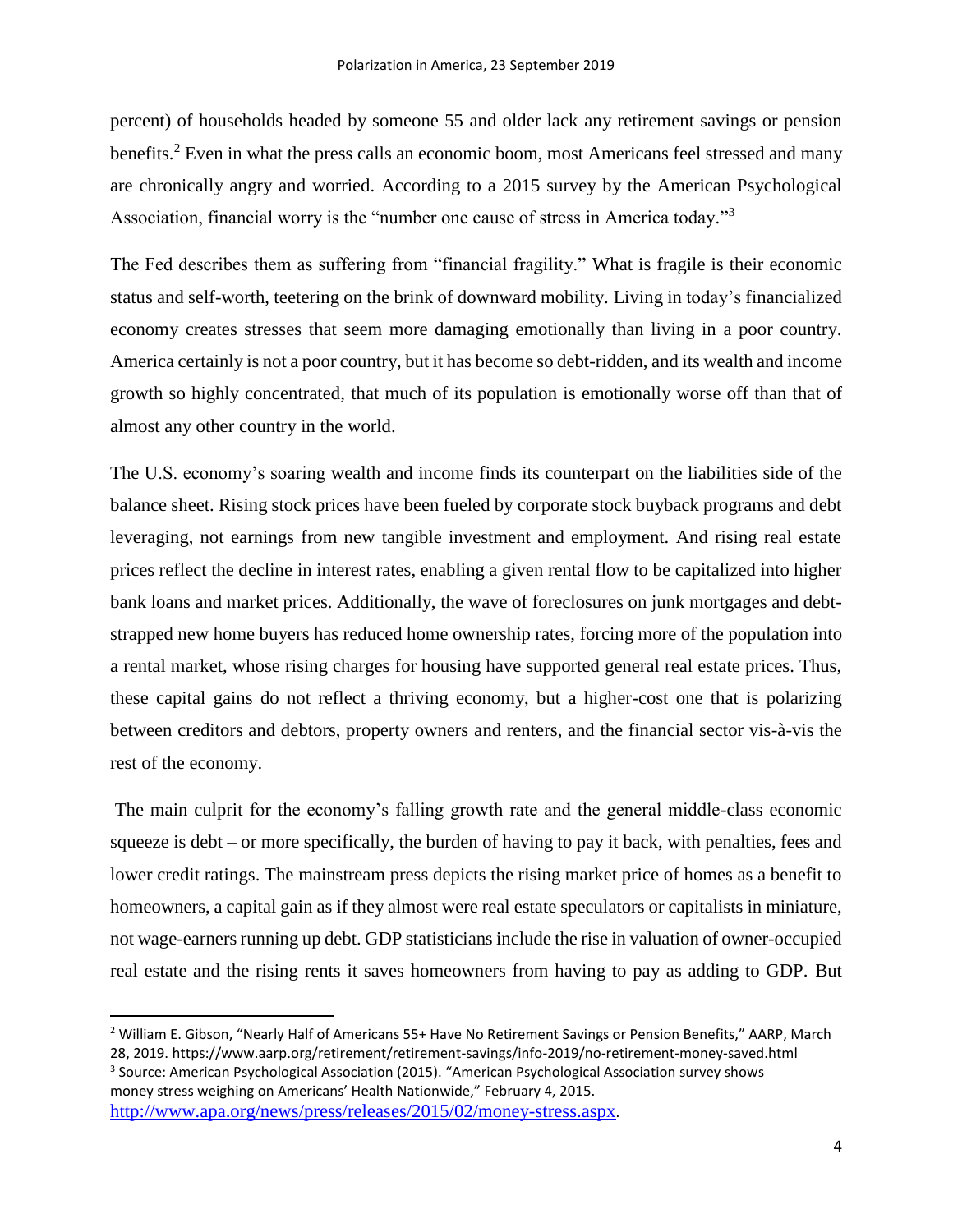percent) of households headed by someone 55 and older lack any retirement savings or pension benefits.[2] Even in what the press calls an economic boom, most Americans feel stressed and many are chronically angry and worried. According to a 2015 survey by the American Psychological Association, financial worry is the "number one cause of stress in America today."[3]

The Fed describes them as suffering from "financial fragility." What is fragile is their economic status and self-worth, teetering on the brink of downward mobility. Living in today's financialized economy creates stresses that seem more damaging emotionally than living in a poor country. America certainly is not a poor country, but it has become so debt-ridden, and its wealth and income growth so highly concentrated, that much of its population is emotionally worse off than that of almost any other country in the world.

The U.S. economy's soaring wealth and income finds its counterpart on the liabilities side of the balance sheet. Rising stock prices have been fueled by corporate stock buyback programs and debt leveraging, not earnings from new tangible investment and employment. And rising real estate prices reflect the decline in interest rates, enabling a given rental flow to be capitalized into higher bank loans and market prices. Additionally, the wave of foreclosures on junk mortgages and debt-strapped new home buyers has reduced home ownership rates, forcing more of the population into a rental market, whose rising charges for housing have supported general real estate prices. Thus, these capital gains do not reflect a thriving economy, but a higher-cost one that is polarizing between creditors and debtors, property owners and renters, and the financial sector vis-à-vis the rest of the economy.

The main culprit for the economy's falling growth rate and the general middle-class economic squeeze is debt – or more specifically, the burden of having to pay it back, with penalties, fees and lower credit ratings. The mainstream press depicts the rising market price of homes as a benefit to homeowners, a capital gain as if they almost were real estate speculators or capitalists in miniature, not wage-earners running up debt. GDP statisticians include the rise in valuation of owner-occupied real estate and the rising rents it saves homeowners from having to pay as adding to GDP. But

---

[2] William E. Gibson, "Nearly Half of Americans 55+ Have No Retirement Savings or Pension Benefits," AARP, March 28, 2019. https://www.aarp.org/retirement/retirement-savings/info-2019/no-retirement-money-saved.html

[3] Source: American Psychological Association (2015). "American Psychological Association survey shows money stress weighing on Americans' Health Nationwide," February 4, 2015. http://www.apa.org/news/press/releases/2015/02/money-stress.aspx.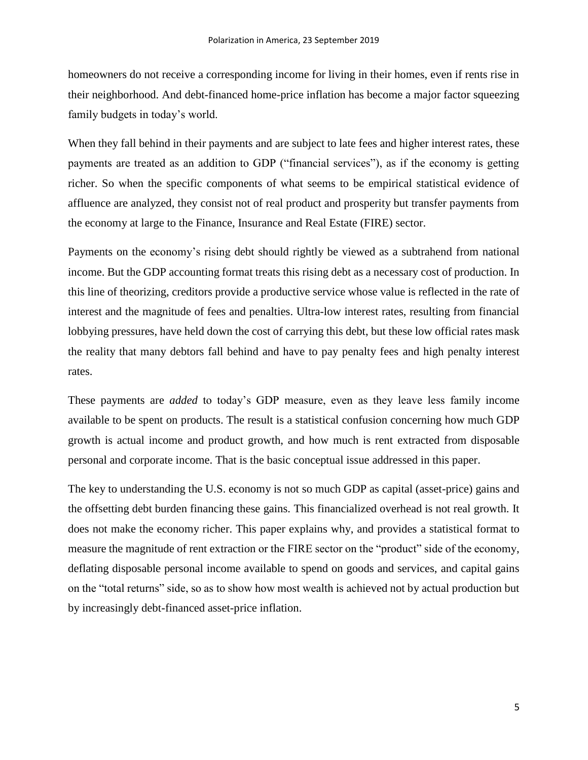homeowners do not receive a corresponding income for living in their homes, even if rents rise in their neighborhood. And debt-financed home-price inflation has become a major factor squeezing family budgets in today's world.

When they fall behind in their payments and are subject to late fees and higher interest rates, these payments are treated as an addition to GDP ("financial services"), as if the economy is getting richer. So when the specific components of what seems to be empirical statistical evidence of affluence are analyzed, they consist not of real product and prosperity but transfer payments from the economy at large to the Finance, Insurance and Real Estate (FIRE) sector.

Payments on the economy's rising debt should rightly be viewed as a subtrahend from national income. But the GDP accounting format treats this rising debt as a necessary cost of production. In this line of theorizing, creditors provide a productive service whose value is reflected in the rate of interest and the magnitude of fees and penalties. Ultra-low interest rates, resulting from financial lobbying pressures, have held down the cost of carrying this debt, but these low official rates mask the reality that many debtors fall behind and have to pay penalty fees and high penalty interest rates.

These payments are *added* to today's GDP measure, even as they leave less family income available to be spent on products. The result is a statistical confusion concerning how much GDP growth is actual income and product growth, and how much is rent extracted from disposable personal and corporate income. That is the basic conceptual issue addressed in this paper.

The key to understanding the U.S. economy is not so much GDP as capital (asset-price) gains and the offsetting debt burden financing these gains. This financialized overhead is not real growth. It does not make the economy richer. This paper explains why, and provides a statistical format to measure the magnitude of rent extraction or the FIRE sector on the "product" side of the economy, deflating disposable personal income available to spend on goods and services, and capital gains on the "total returns" side, so as to show how most wealth is achieved not by actual production but by increasingly debt-financed asset-price inflation.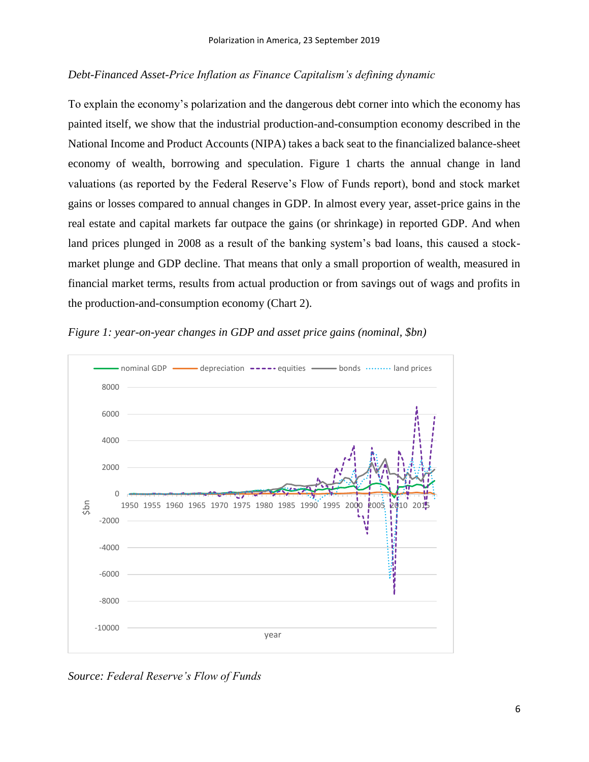*Debt-Financed Asset-Price Inflation as Finance Capitalism's defining dynamic*

To explain the economy's polarization and the dangerous debt corner into which the economy has painted itself, we show that the industrial production-and-consumption economy described in the National Income and Product Accounts (NIPA) takes a back seat to the financialized balance-sheet economy of wealth, borrowing and speculation. Figure 1 charts the annual change in land valuations (as reported by the Federal Reserve's Flow of Funds report), bond and stock market gains or losses compared to annual changes in GDP. In almost every year, asset-price gains in the real estate and capital markets far outpace the gains (or shrinkage) in reported GDP. And when land prices plunged in 2008 as a result of the banking system's bad loans, this caused a stock-market plunge and GDP decline. That means that only a small proportion of wealth, measured in financial market terms, results from actual production or from savings out of wags and profits in the production-and-consumption economy (Chart 2).

*Figure 1: year-on-year changes in GDP and asset price gains (nominal, $bn)*

*Source: Federal Reserve's Flow of Funds*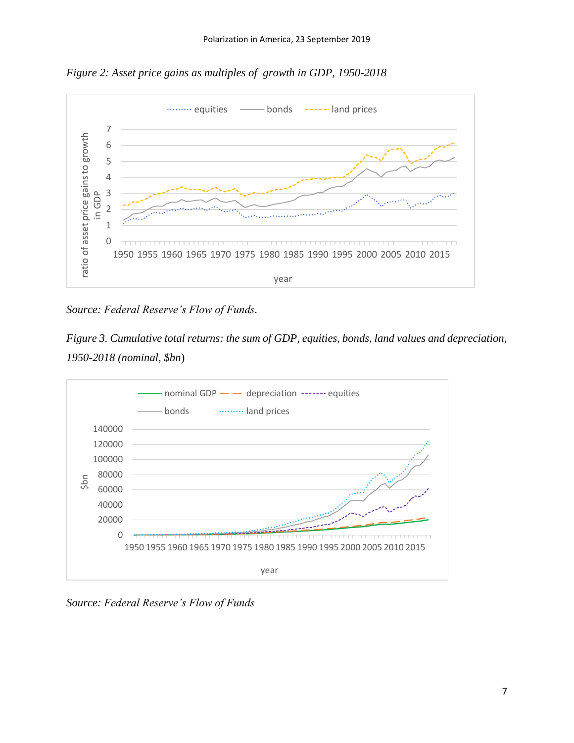*Figure 2: Asset price gains as multiples of growth in GDP, 1950-2018*

*Source: Federal Reserve's Flow of Funds.*

*Figure 3. Cumulative total returns: the sum of GDP, equities, bonds, land values and depreciation, 1950-2018 (nominal, $bn)*

*Source: Federal Reserve's Flow of Funds*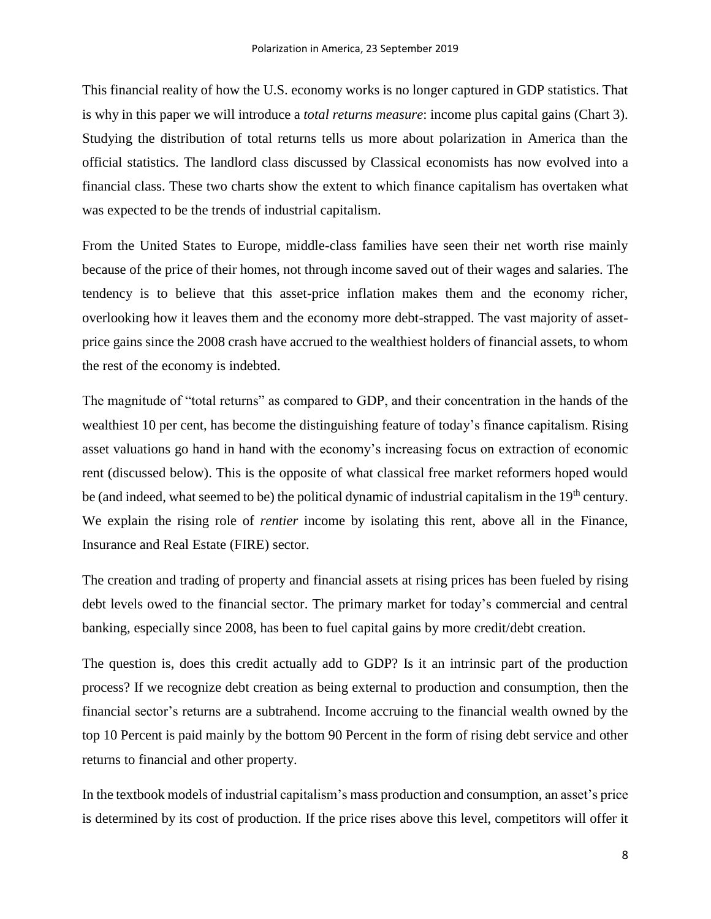This financial reality of how the U.S. economy works is no longer captured in GDP statistics. That is why in this paper we will introduce a *total returns measure*: income plus capital gains (Chart 3). Studying the distribution of total returns tells us more about polarization in America than the official statistics. The landlord class discussed by Classical economists has now evolved into a financial class. These two charts show the extent to which finance capitalism has overtaken what was expected to be the trends of industrial capitalism.

From the United States to Europe, middle-class families have seen their net worth rise mainly because of the price of their homes, not through income saved out of their wages and salaries. The tendency is to believe that this asset-price inflation makes them and the economy richer, overlooking how it leaves them and the economy more debt-strapped. The vast majority of asset-price gains since the 2008 crash have accrued to the wealthiest holders of financial assets, to whom the rest of the economy is indebted.

The magnitude of "total returns" as compared to GDP, and their concentration in the hands of the wealthiest 10 per cent, has become the distinguishing feature of today's finance capitalism. Rising asset valuations go hand in hand with the economy's increasing focus on extraction of economic rent (discussed below). This is the opposite of what classical free market reformers hoped would be (and indeed, what seemed to be) the political dynamic of industrial capitalism in the 19th century. We explain the rising role of *rentier* income by isolating this rent, above all in the Finance, Insurance and Real Estate (FIRE) sector.

The creation and trading of property and financial assets at rising prices has been fueled by rising debt levels owed to the financial sector. The primary market for today's commercial and central banking, especially since 2008, has been to fuel capital gains by more credit/debt creation.

The question is, does this credit actually add to GDP? Is it an intrinsic part of the production process? If we recognize debt creation as being external to production and consumption, then the financial sector's returns are a subtrahend. Income accruing to the financial wealth owned by the top 10 Percent is paid mainly by the bottom 90 Percent in the form of rising debt service and other returns to financial and other property.

In the textbook models of industrial capitalism's mass production and consumption, an asset's price is determined by its cost of production. If the price rises above this level, competitors will offer it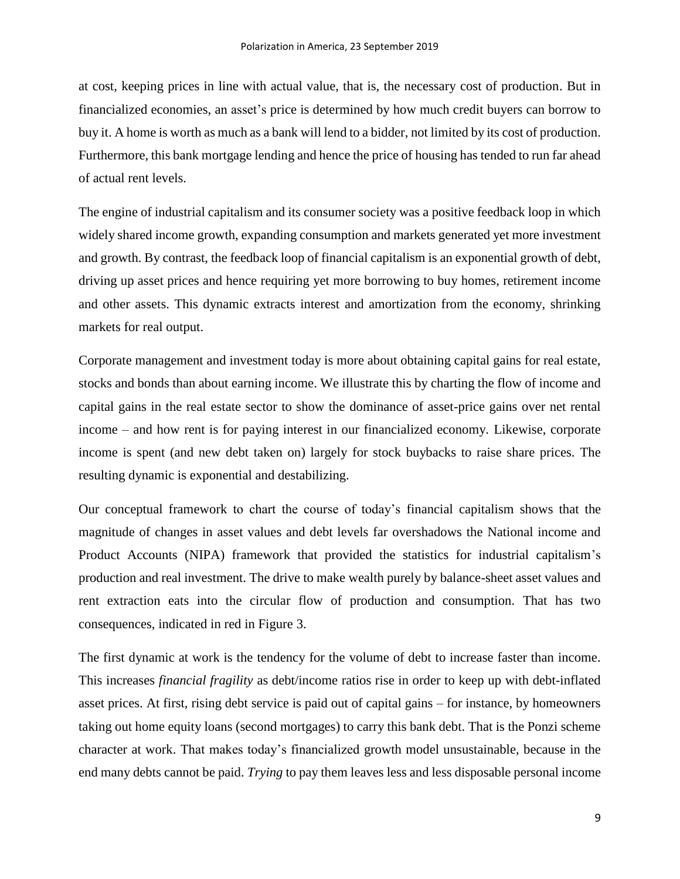at cost, keeping prices in line with actual value, that is, the necessary cost of production. But in financialized economies, an asset's price is determined by how much credit buyers can borrow to buy it. A home is worth as much as a bank will lend to a bidder, not limited by its cost of production. Furthermore, this bank mortgage lending and hence the price of housing has tended to run far ahead of actual rent levels.

The engine of industrial capitalism and its consumer society was a positive feedback loop in which widely shared income growth, expanding consumption and markets generated yet more investment and growth. By contrast, the feedback loop of financial capitalism is an exponential growth of debt, driving up asset prices and hence requiring yet more borrowing to buy homes, retirement income and other assets. This dynamic extracts interest and amortization from the economy, shrinking markets for real output.

Corporate management and investment today is more about obtaining capital gains for real estate, stocks and bonds than about earning income. We illustrate this by charting the flow of income and capital gains in the real estate sector to show the dominance of asset-price gains over net rental income – and how rent is for paying interest in our financialized economy. Likewise, corporate income is spent (and new debt taken on) largely for stock buybacks to raise share prices. The resulting dynamic is exponential and destabilizing.

Our conceptual framework to chart the course of today's financial capitalism shows that the magnitude of changes in asset values and debt levels far overshadows the National income and Product Accounts (NIPA) framework that provided the statistics for industrial capitalism's production and real investment. The drive to make wealth purely by balance-sheet asset values and rent extraction eats into the circular flow of production and consumption. That has two consequences, indicated in red in Figure 3.

The first dynamic at work is the tendency for the volume of debt to increase faster than income. This increases *financial fragility* as debt/income ratios rise in order to keep up with debt-inflated asset prices. At first, rising debt service is paid out of capital gains – for instance, by homeowners taking out home equity loans (second mortgages) to carry this bank debt. That is the Ponzi scheme character at work. That makes today's financialized growth model unsustainable, because in the end many debts cannot be paid. *Trying* to pay them leaves less and less disposable personal income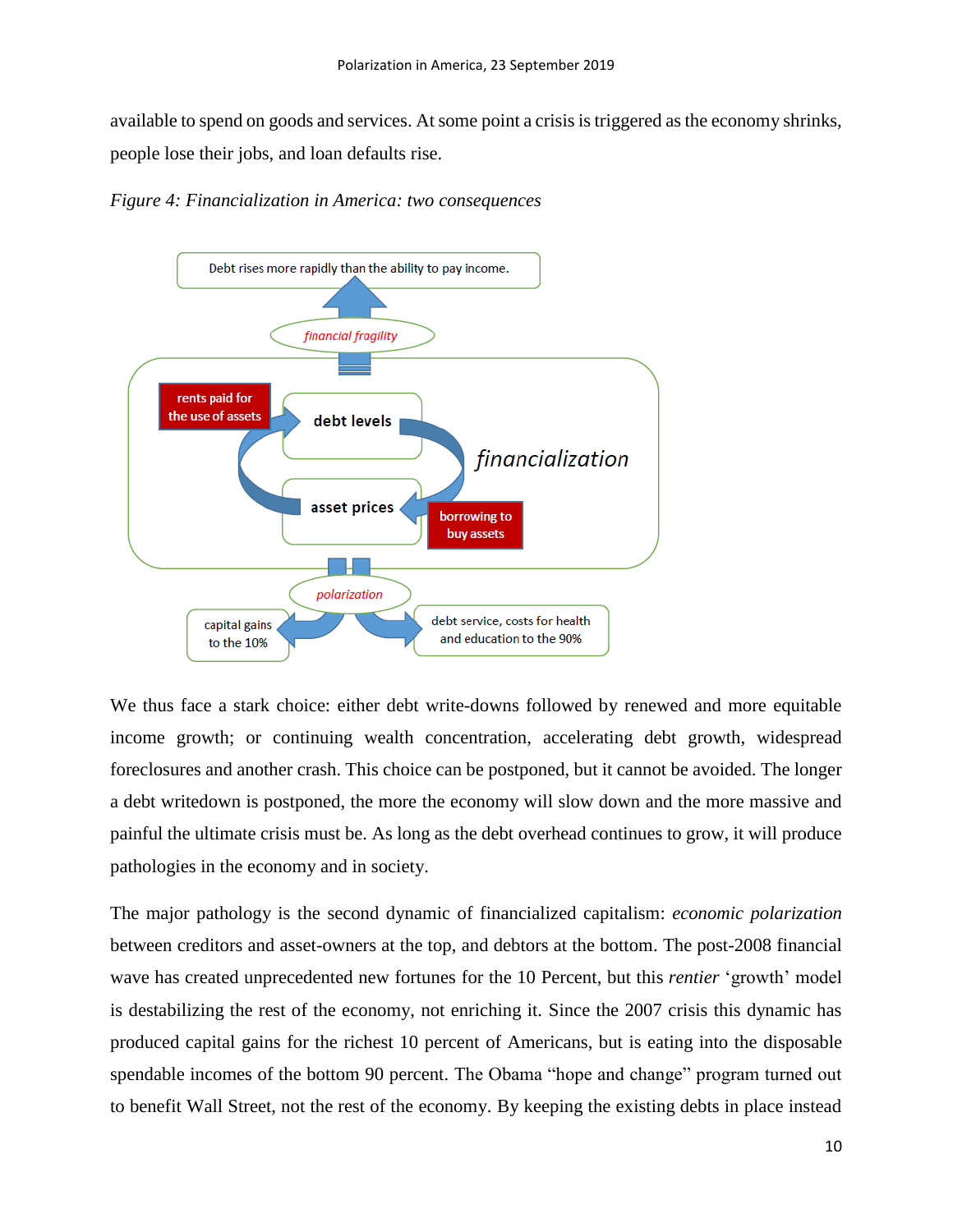available to spend on goods and services. At some point a crisis is triggered as the economy shrinks, people lose their jobs, and loan defaults rise.

*Figure 4: Financialization in America: two consequences*

Debt rises more rapidly than the ability to pay income.

*financial fragility*

rents paid for the use of assets

debt levels

*financialization*

asset prices

borrowing to buy assets

*polarization*

capital gains to the 10%

debt service, costs for health and education to the 90%

We thus face a stark choice: either debt write-downs followed by renewed and more equitable income growth; or continuing wealth concentration, accelerating debt growth, widespread foreclosures and another crash. This choice can be postponed, but it cannot be avoided. The longer a debt writedown is postponed, the more the economy will slow down and the more massive and painful the ultimate crisis must be. As long as the debt overhead continues to grow, it will produce pathologies in the economy and in society.

The major pathology is the second dynamic of financialized capitalism: *economic polarization* between creditors and asset-owners at the top, and debtors at the bottom. The post-2008 financial wave has created unprecedented new fortunes for the 10 Percent, but this *rentier* 'growth' model is destabilizing the rest of the economy, not enriching it. Since the 2007 crisis this dynamic has produced capital gains for the richest 10 percent of Americans, but is eating into the disposable spendable incomes of the bottom 90 percent. The Obama "hope and change" program turned out to benefit Wall Street, not the rest of the economy. By keeping the existing debts in place instead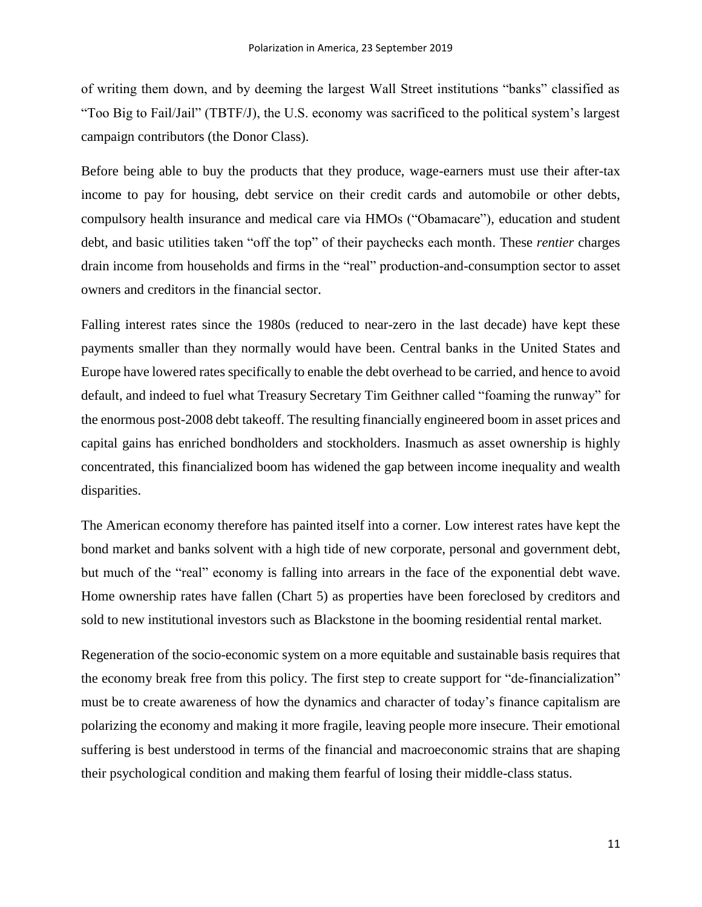of writing them down, and by deeming the largest Wall Street institutions "banks" classified as "Too Big to Fail/Jail" (TBTF/J), the U.S. economy was sacrificed to the political system's largest campaign contributors (the Donor Class).

Before being able to buy the products that they produce, wage-earners must use their after-tax income to pay for housing, debt service on their credit cards and automobile or other debts, compulsory health insurance and medical care via HMOs ("Obamacare"), education and student debt, and basic utilities taken "off the top" of their paychecks each month. These *rentier* charges drain income from households and firms in the "real" production-and-consumption sector to asset owners and creditors in the financial sector.

Falling interest rates since the 1980s (reduced to near-zero in the last decade) have kept these payments smaller than they normally would have been. Central banks in the United States and Europe have lowered rates specifically to enable the debt overhead to be carried, and hence to avoid default, and indeed to fuel what Treasury Secretary Tim Geithner called "foaming the runway" for the enormous post-2008 debt takeoff. The resulting financially engineered boom in asset prices and capital gains has enriched bondholders and stockholders. Inasmuch as asset ownership is highly concentrated, this financialized boom has widened the gap between income inequality and wealth disparities.

The American economy therefore has painted itself into a corner. Low interest rates have kept the bond market and banks solvent with a high tide of new corporate, personal and government debt, but much of the "real" economy is falling into arrears in the face of the exponential debt wave. Home ownership rates have fallen (Chart 5) as properties have been foreclosed by creditors and sold to new institutional investors such as Blackstone in the booming residential rental market.

Regeneration of the socio-economic system on a more equitable and sustainable basis requires that the economy break free from this policy. The first step to create support for "de-financialization" must be to create awareness of how the dynamics and character of today's finance capitalism are polarizing the economy and making it more fragile, leaving people more insecure. Their emotional suffering is best understood in terms of the financial and macroeconomic strains that are shaping their psychological condition and making them fearful of losing their middle-class status.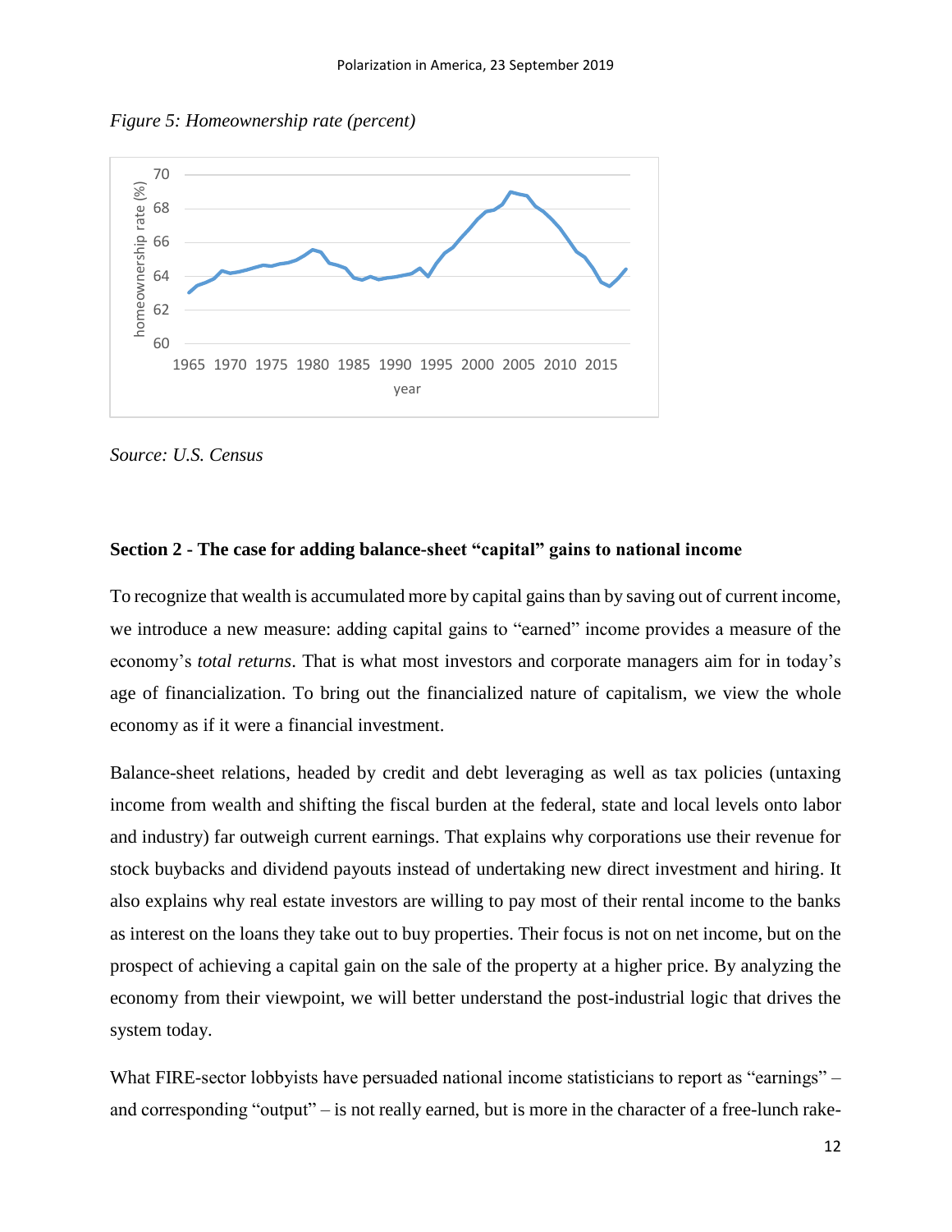*Figure 5: Homeownership rate (percent)*

*Source: U.S. Census*

**Section 2 - The case for adding balance-sheet "capital" gains to national income**

To recognize that wealth is accumulated more by capital gains than by saving out of current income, we introduce a new measure: adding capital gains to "earned" income provides a measure of the economy's *total returns*. That is what most investors and corporate managers aim for in today's age of financialization. To bring out the financialized nature of capitalism, we view the whole economy as if it were a financial investment.

Balance-sheet relations, headed by credit and debt leveraging as well as tax policies (untaxing income from wealth and shifting the fiscal burden at the federal, state and local levels onto labor and industry) far outweigh current earnings. That explains why corporations use their revenue for stock buybacks and dividend payouts instead of undertaking new direct investment and hiring. It also explains why real estate investors are willing to pay most of their rental income to the banks as interest on the loans they take out to buy properties. Their focus is not on net income, but on the prospect of achieving a capital gain on the sale of the property at a higher price. By analyzing the economy from their viewpoint, we will better understand the post-industrial logic that drives the system today.

What FIRE-sector lobbyists have persuaded national income statisticians to report as "earnings" – and corresponding "output" – is not really earned, but is more in the character of a free-lunch rake-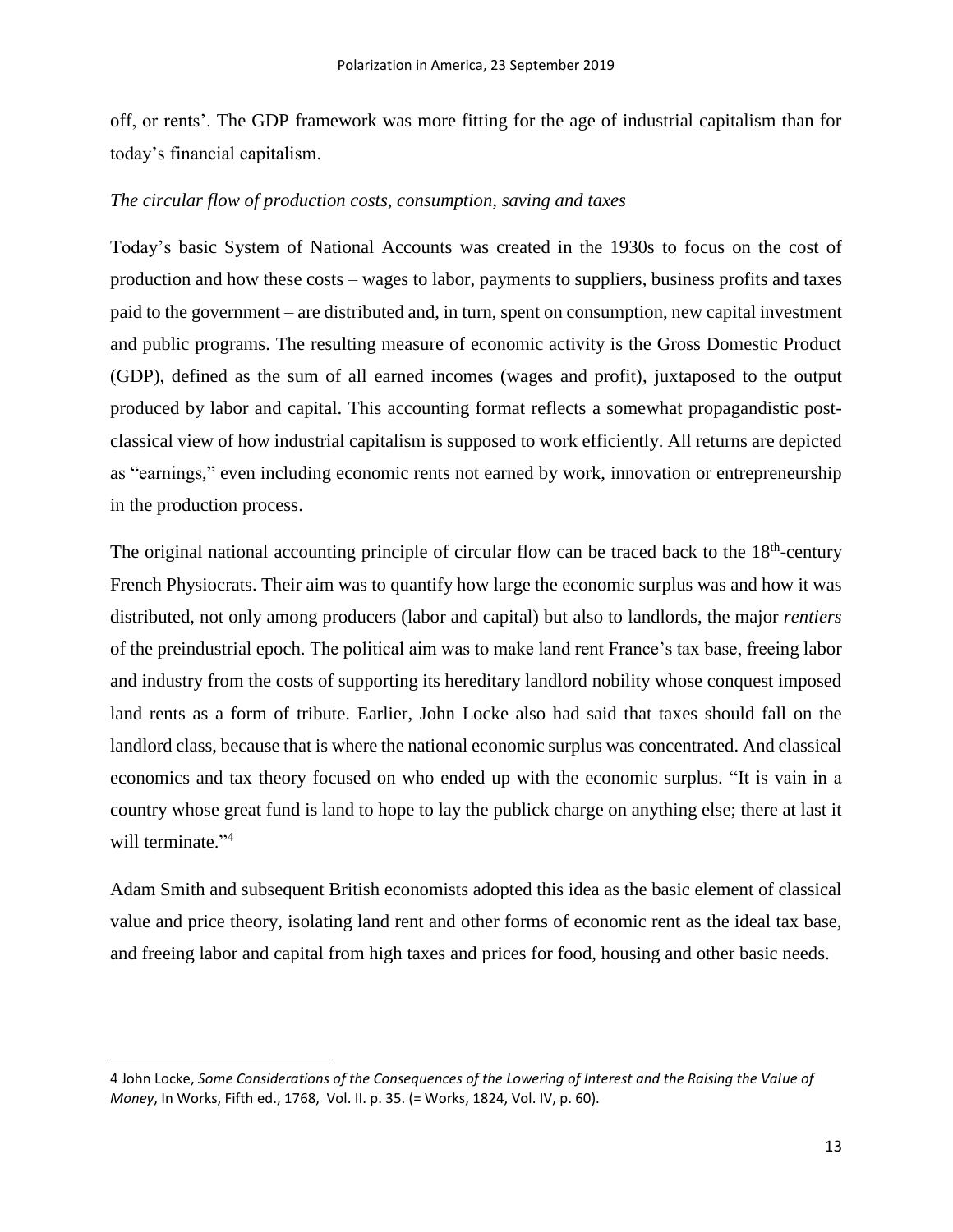off, or rents'. The GDP framework was more fitting for the age of industrial capitalism than for today's financial capitalism.

*The circular flow of production costs, consumption, saving and taxes*

Today's basic System of National Accounts was created in the 1930s to focus on the cost of production and how these costs – wages to labor, payments to suppliers, business profits and taxes paid to the government – are distributed and, in turn, spent on consumption, new capital investment and public programs. The resulting measure of economic activity is the Gross Domestic Product (GDP), defined as the sum of all earned incomes (wages and profit), juxtaposed to the output produced by labor and capital. This accounting format reflects a somewhat propagandistic post-classical view of how industrial capitalism is supposed to work efficiently. All returns are depicted as "earnings," even including economic rents not earned by work, innovation or entrepreneurship in the production process.

The original national accounting principle of circular flow can be traced back to the 18th-century French Physiocrats. Their aim was to quantify how large the economic surplus was and how it was distributed, not only among producers (labor and capital) but also to landlords, the major *rentiers* of the preindustrial epoch. The political aim was to make land rent France's tax base, freeing labor and industry from the costs of supporting its hereditary landlord nobility whose conquest imposed land rents as a form of tribute. Earlier, John Locke also had said that taxes should fall on the landlord class, because that is where the national economic surplus was concentrated. And classical economics and tax theory focused on who ended up with the economic surplus. "It is vain in a country whose great fund is land to hope to lay the publick charge on anything else; there at last it will terminate."[4]

Adam Smith and subsequent British economists adopted this idea as the basic element of classical value and price theory, isolating land rent and other forms of economic rent as the ideal tax base, and freeing labor and capital from high taxes and prices for food, housing and other basic needs.

---

4 John Locke, *Some Considerations of the Consequences of the Lowering of Interest and the Raising the Value of Money*, In Works, Fifth ed., 1768, Vol. II. p. 35. (= Works, 1824, Vol. IV, p. 60).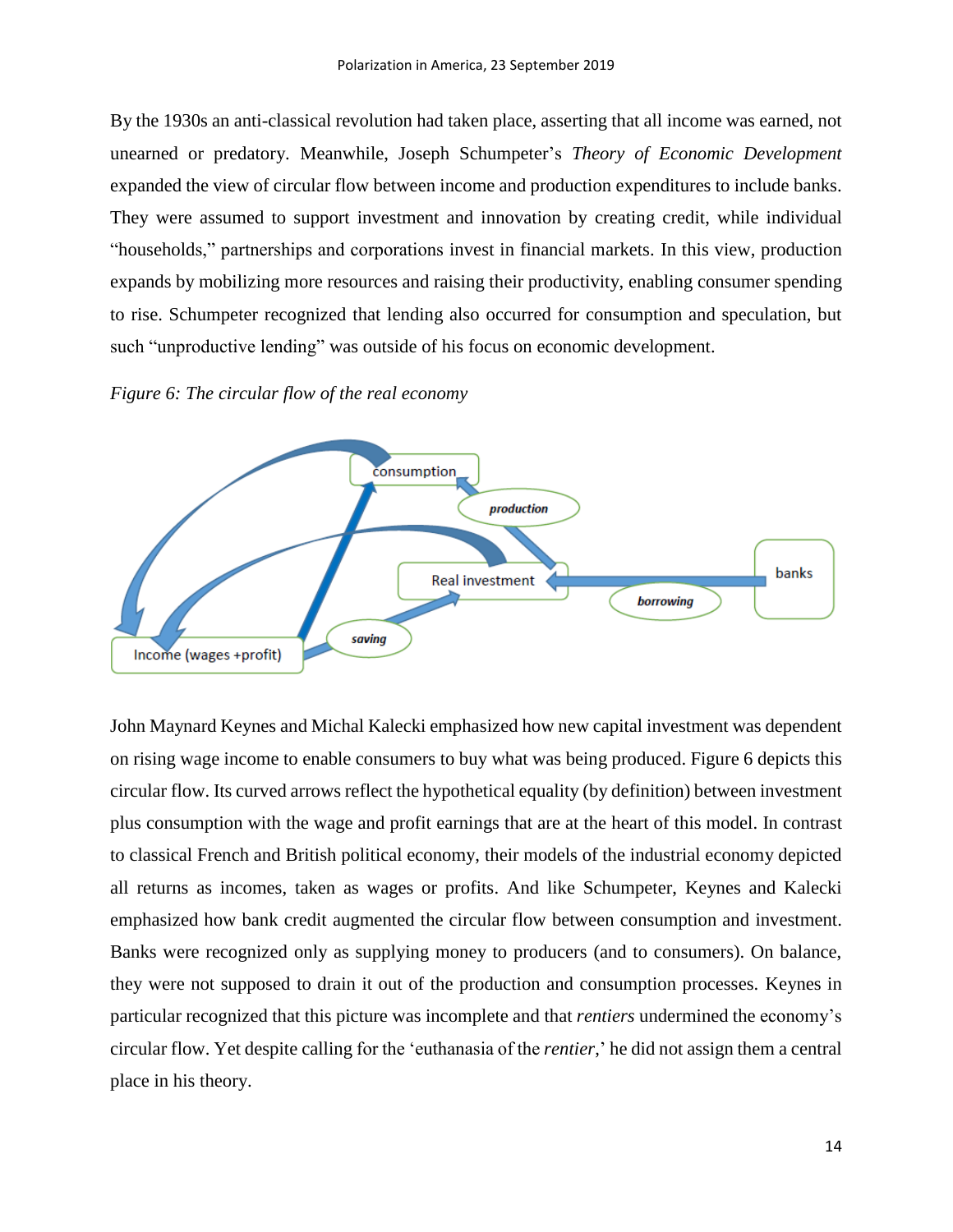By the 1930s an anti-classical revolution had taken place, asserting that all income was earned, not unearned or predatory. Meanwhile, Joseph Schumpeter's *Theory of Economic Development* expanded the view of circular flow between income and production expenditures to include banks. They were assumed to support investment and innovation by creating credit, while individual "households," partnerships and corporations invest in financial markets. In this view, production expands by mobilizing more resources and raising their productivity, enabling consumer spending to rise. Schumpeter recognized that lending also occurred for consumption and speculation, but such "unproductive lending" was outside of his focus on economic development.

*Figure 6: The circular flow of the real economy*

consumption

production

Real investment

borrowing

banks

saving

Income (wages +profit)

John Maynard Keynes and Michal Kalecki emphasized how new capital investment was dependent on rising wage income to enable consumers to buy what was being produced. Figure 6 depicts this circular flow. Its curved arrows reflect the hypothetical equality (by definition) between investment plus consumption with the wage and profit earnings that are at the heart of this model. In contrast to classical French and British political economy, their models of the industrial economy depicted all returns as incomes, taken as wages or profits. And like Schumpeter, Keynes and Kalecki emphasized how bank credit augmented the circular flow between consumption and investment. Banks were recognized only as supplying money to producers (and to consumers). On balance, they were not supposed to drain it out of the production and consumption processes. Keynes in particular recognized that this picture was incomplete and that *rentiers* undermined the economy's circular flow. Yet despite calling for the 'euthanasia of the *rentier*,' he did not assign them a central place in his theory.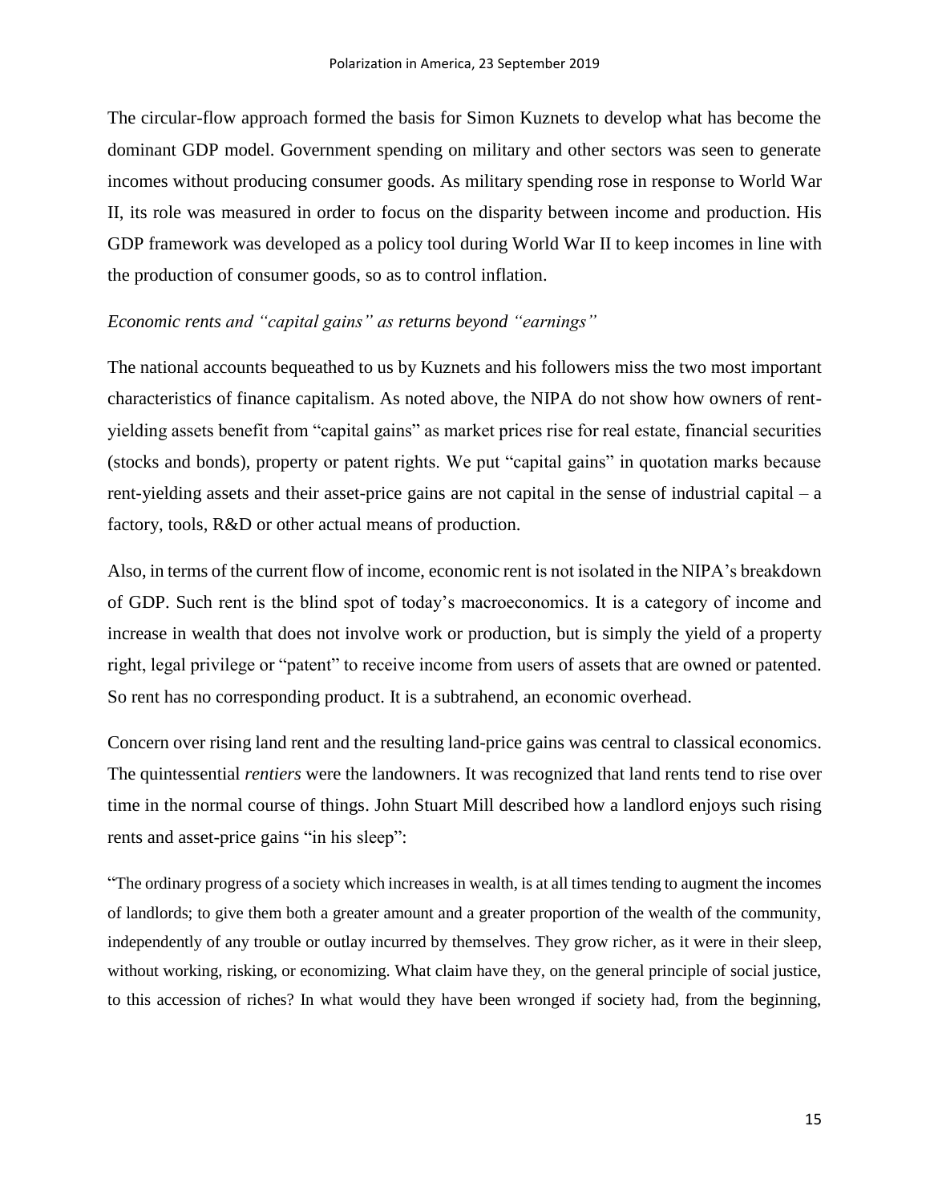The circular-flow approach formed the basis for Simon Kuznets to develop what has become the dominant GDP model. Government spending on military and other sectors was seen to generate incomes without producing consumer goods. As military spending rose in response to World War II, its role was measured in order to focus on the disparity between income and production. His GDP framework was developed as a policy tool during World War II to keep incomes in line with the production of consumer goods, so as to control inflation.

*Economic rents and "capital gains" as returns beyond "earnings"*

The national accounts bequeathed to us by Kuznets and his followers miss the two most important characteristics of finance capitalism. As noted above, the NIPA do not show how owners of rent-yielding assets benefit from "capital gains" as market prices rise for real estate, financial securities (stocks and bonds), property or patent rights. We put "capital gains" in quotation marks because rent-yielding assets and their asset-price gains are not capital in the sense of industrial capital – a factory, tools, R&D or other actual means of production.

Also, in terms of the current flow of income, economic rent is not isolated in the NIPA's breakdown of GDP. Such rent is the blind spot of today's macroeconomics. It is a category of income and increase in wealth that does not involve work or production, but is simply the yield of a property right, legal privilege or "patent" to receive income from users of assets that are owned or patented. So rent has no corresponding product. It is a subtrahend, an economic overhead.

Concern over rising land rent and the resulting land-price gains was central to classical economics. The quintessential *rentiers* were the landowners. It was recognized that land rents tend to rise over time in the normal course of things. John Stuart Mill described how a landlord enjoys such rising rents and asset-price gains "in his sleep":

"The ordinary progress of a society which increases in wealth, is at all times tending to augment the incomes of landlords; to give them both a greater amount and a greater proportion of the wealth of the community, independently of any trouble or outlay incurred by themselves. They grow richer, as it were in their sleep, without working, risking, or economizing. What claim have they, on the general principle of social justice, to this accession of riches? In what would they have been wronged if society had, from the beginning,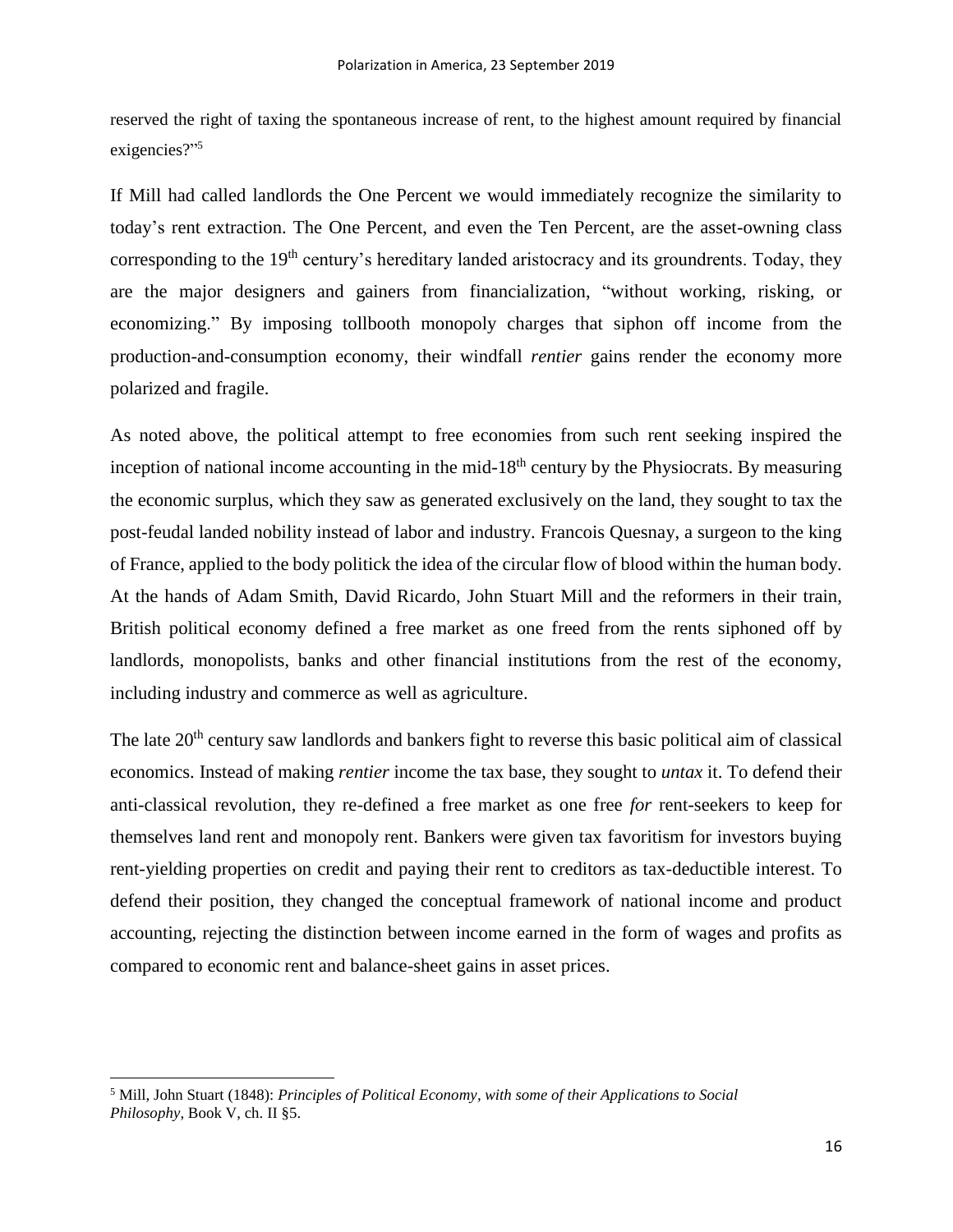reserved the right of taxing the spontaneous increase of rent, to the highest amount required by financial exigencies?"[5]

If Mill had called landlords the One Percent we would immediately recognize the similarity to today's rent extraction. The One Percent, and even the Ten Percent, are the asset-owning class corresponding to the 19th century's hereditary landed aristocracy and its groundrents. Today, they are the major designers and gainers from financialization, "without working, risking, or economizing." By imposing tollbooth monopoly charges that siphon off income from the production-and-consumption economy, their windfall *rentier* gains render the economy more polarized and fragile.

As noted above, the political attempt to free economies from such rent seeking inspired the inception of national income accounting in the mid-18th century by the Physiocrats. By measuring the economic surplus, which they saw as generated exclusively on the land, they sought to tax the post-feudal landed nobility instead of labor and industry. Francois Quesnay, a surgeon to the king of France, applied to the body politick the idea of the circular flow of blood within the human body. At the hands of Adam Smith, David Ricardo, John Stuart Mill and the reformers in their train, British political economy defined a free market as one freed from the rents siphoned off by landlords, monopolists, banks and other financial institutions from the rest of the economy, including industry and commerce as well as agriculture.

The late 20th century saw landlords and bankers fight to reverse this basic political aim of classical economics. Instead of making *rentier* income the tax base, they sought to *untax* it. To defend their anti-classical revolution, they re-defined a free market as one free *for* rent-seekers to keep for themselves land rent and monopoly rent. Bankers were given tax favoritism for investors buying rent-yielding properties on credit and paying their rent to creditors as tax-deductible interest. To defend their position, they changed the conceptual framework of national income and product accounting, rejecting the distinction between income earned in the form of wages and profits as compared to economic rent and balance-sheet gains in asset prices.

---

[5] Mill, John Stuart (1848): *Principles of Political Economy, with some of their Applications to Social Philosophy*, Book V, ch. II §5.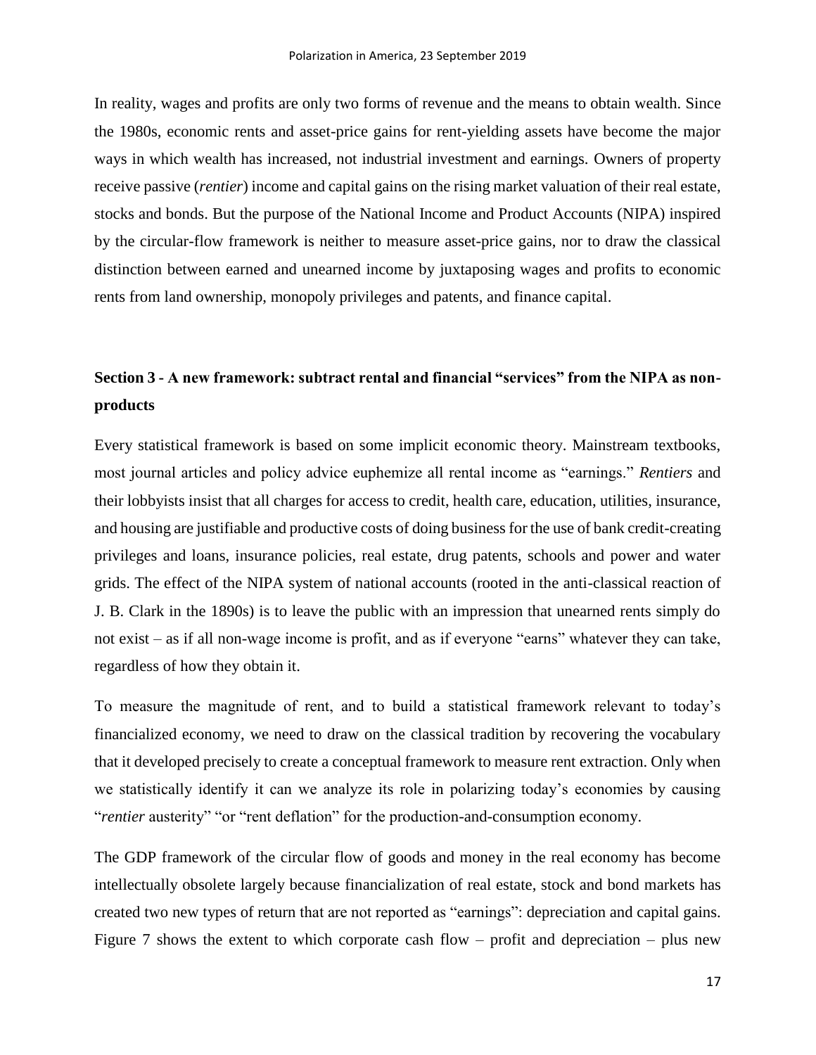In reality, wages and profits are only two forms of revenue and the means to obtain wealth. Since the 1980s, economic rents and asset-price gains for rent-yielding assets have become the major ways in which wealth has increased, not industrial investment and earnings. Owners of property receive passive (*rentier*) income and capital gains on the rising market valuation of their real estate, stocks and bonds. But the purpose of the National Income and Product Accounts (NIPA) inspired by the circular-flow framework is neither to measure asset-price gains, nor to draw the classical distinction between earned and unearned income by juxtaposing wages and profits to economic rents from land ownership, monopoly privileges and patents, and finance capital.

## Section 3 - A new framework: subtract rental and financial "services" from the NIPA as non-products

Every statistical framework is based on some implicit economic theory. Mainstream textbooks, most journal articles and policy advice euphemize all rental income as "earnings." *Rentiers* and their lobbyists insist that all charges for access to credit, health care, education, utilities, insurance, and housing are justifiable and productive costs of doing business for the use of bank credit-creating privileges and loans, insurance policies, real estate, drug patents, schools and power and water grids. The effect of the NIPA system of national accounts (rooted in the anti-classical reaction of J. B. Clark in the 1890s) is to leave the public with an impression that unearned rents simply do not exist – as if all non-wage income is profit, and as if everyone "earns" whatever they can take, regardless of how they obtain it.

To measure the magnitude of rent, and to build a statistical framework relevant to today's financialized economy, we need to draw on the classical tradition by recovering the vocabulary that it developed precisely to create a conceptual framework to measure rent extraction. Only when we statistically identify it can we analyze its role in polarizing today's economies by causing "*rentier* austerity" "or "rent deflation" for the production-and-consumption economy.

The GDP framework of the circular flow of goods and money in the real economy has become intellectually obsolete largely because financialization of real estate, stock and bond markets has created two new types of return that are not reported as "earnings": depreciation and capital gains. Figure 7 shows the extent to which corporate cash flow – profit and depreciation – plus new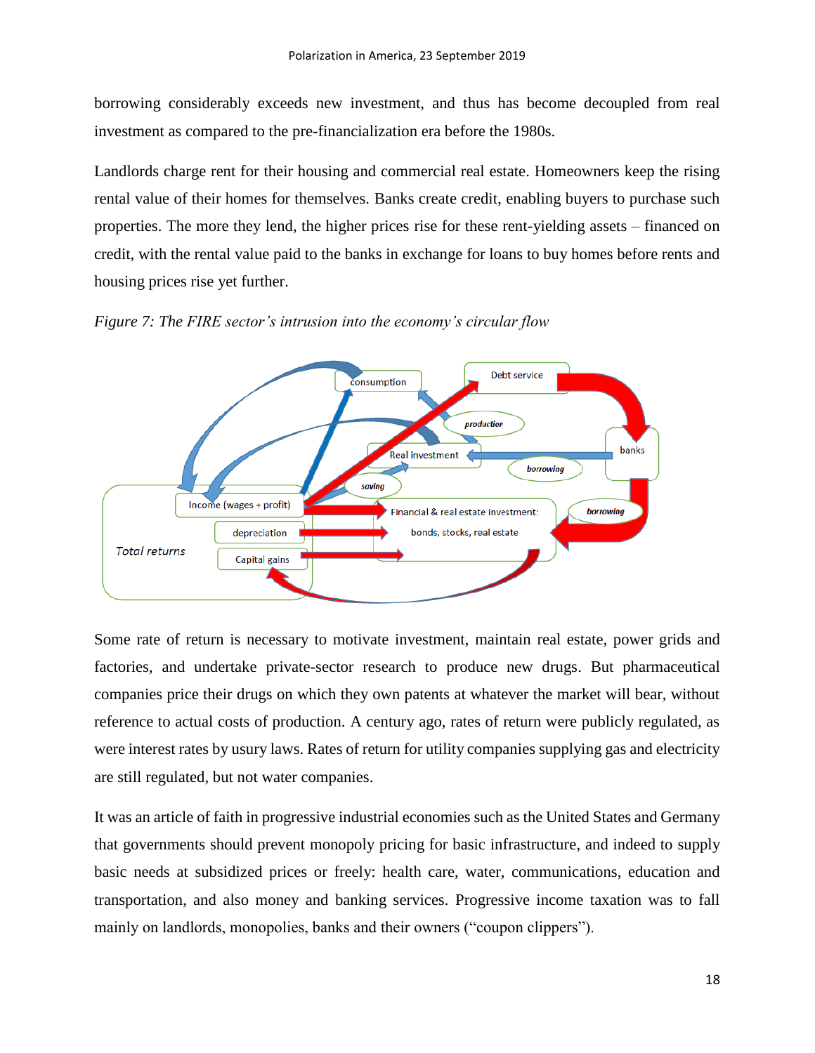borrowing considerably exceeds new investment, and thus has become decoupled from real investment as compared to the pre-financialization era before the 1980s.

Landlords charge rent for their housing and commercial real estate. Homeowners keep the rising rental value of their homes for themselves. Banks create credit, enabling buyers to purchase such properties. The more they lend, the higher prices rise for these rent-yielding assets – financed on credit, with the rental value paid to the banks in exchange for loans to buy homes before rents and housing prices rise yet further.

*Figure 7: The FIRE sector's intrusion into the economy's circular flow*

Some rate of return is necessary to motivate investment, maintain real estate, power grids and factories, and undertake private-sector research to produce new drugs. But pharmaceutical companies price their drugs on which they own patents at whatever the market will bear, without reference to actual costs of production. A century ago, rates of return were publicly regulated, as were interest rates by usury laws. Rates of return for utility companies supplying gas and electricity are still regulated, but not water companies.

It was an article of faith in progressive industrial economies such as the United States and Germany that governments should prevent monopoly pricing for basic infrastructure, and indeed to supply basic needs at subsidized prices or freely: health care, water, communications, education and transportation, and also money and banking services. Progressive income taxation was to fall mainly on landlords, monopolies, banks and their owners ("coupon clippers").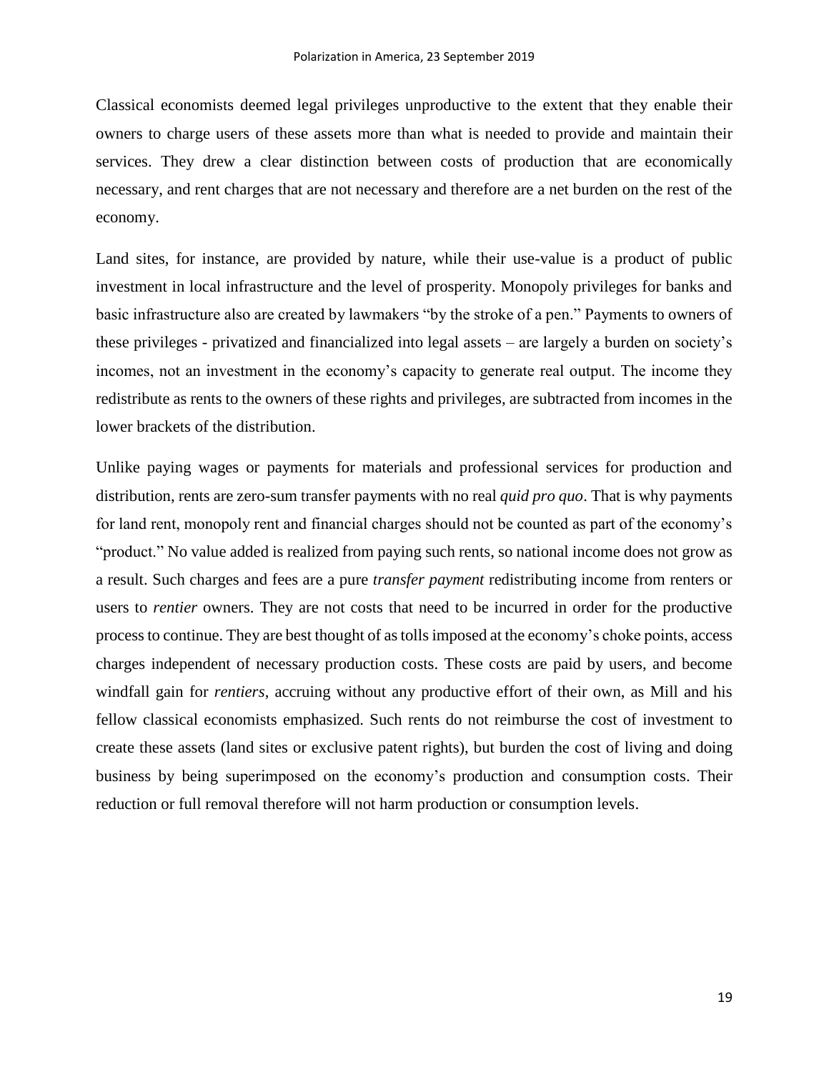Classical economists deemed legal privileges unproductive to the extent that they enable their owners to charge users of these assets more than what is needed to provide and maintain their services. They drew a clear distinction between costs of production that are economically necessary, and rent charges that are not necessary and therefore are a net burden on the rest of the economy.

Land sites, for instance, are provided by nature, while their use-value is a product of public investment in local infrastructure and the level of prosperity. Monopoly privileges for banks and basic infrastructure also are created by lawmakers "by the stroke of a pen." Payments to owners of these privileges - privatized and financialized into legal assets – are largely a burden on society's incomes, not an investment in the economy's capacity to generate real output. The income they redistribute as rents to the owners of these rights and privileges, are subtracted from incomes in the lower brackets of the distribution.

Unlike paying wages or payments for materials and professional services for production and distribution, rents are zero-sum transfer payments with no real *quid pro quo*. That is why payments for land rent, monopoly rent and financial charges should not be counted as part of the economy's "product." No value added is realized from paying such rents, so national income does not grow as a result. Such charges and fees are a pure *transfer payment* redistributing income from renters or users to *rentier* owners. They are not costs that need to be incurred in order for the productive process to continue. They are best thought of as tolls imposed at the economy's choke points, access charges independent of necessary production costs. These costs are paid by users, and become windfall gain for *rentiers*, accruing without any productive effort of their own, as Mill and his fellow classical economists emphasized. Such rents do not reimburse the cost of investment to create these assets (land sites or exclusive patent rights), but burden the cost of living and doing business by being superimposed on the economy's production and consumption costs. Their reduction or full removal therefore will not harm production or consumption levels.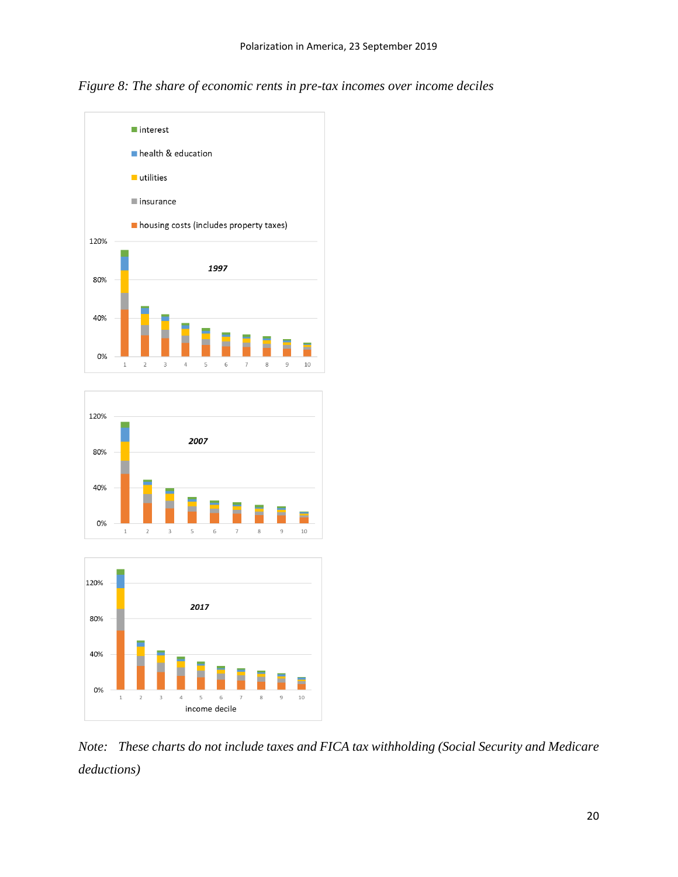*Figure 8: The share of economic rents in pre-tax incomes over income deciles*

interest

health & education

utilities

insurance

housing costs (includes property taxes)

120%

80%

40%

0%

1997

1 2 3 4 5 6 7 8 9 10

120%

80%

40%

0%

2007

1 2 3 5 6 7 8 9 10

120%

80%

40%

0%

2017

1 2 3 4 5 6 7 8 9 10

income decile

*Note: These charts do not include taxes and FICA tax withholding (Social Security and Medicare deductions)*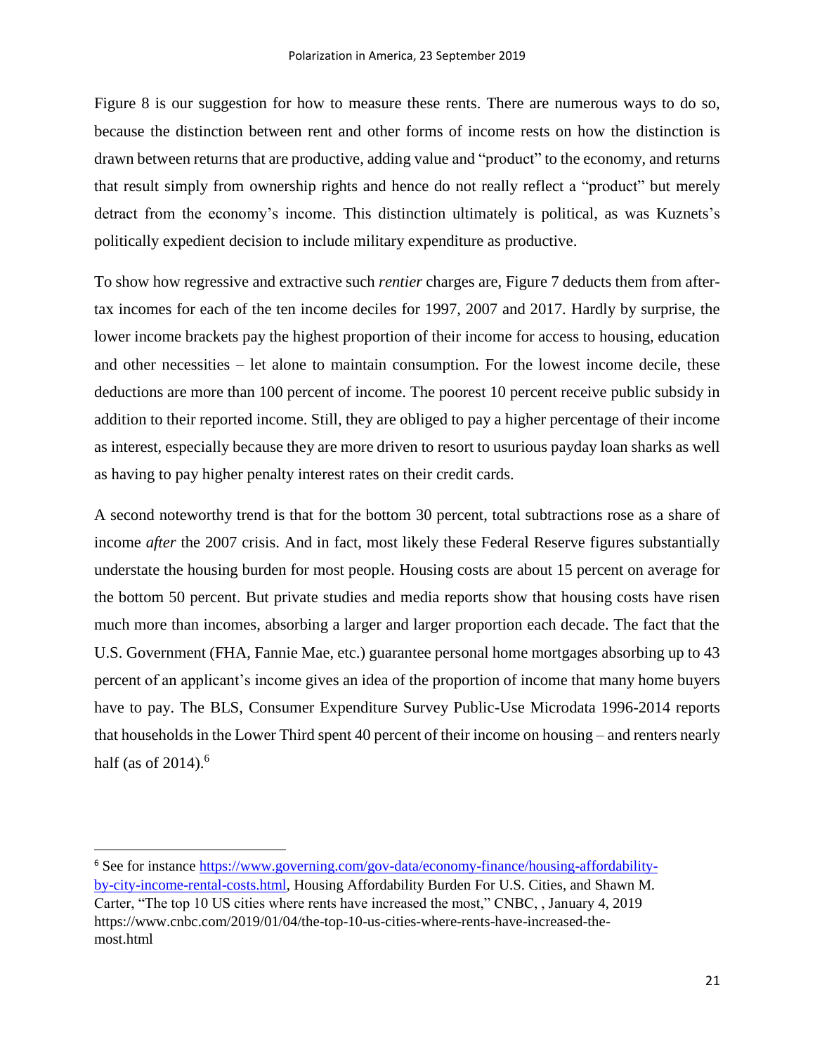Figure 8 is our suggestion for how to measure these rents. There are numerous ways to do so, because the distinction between rent and other forms of income rests on how the distinction is drawn between returns that are productive, adding value and "product" to the economy, and returns that result simply from ownership rights and hence do not really reflect a "product" but merely detract from the economy's income. This distinction ultimately is political, as was Kuznets's politically expedient decision to include military expenditure as productive.

To show how regressive and extractive such *rentier* charges are, Figure 7 deducts them from after-tax incomes for each of the ten income deciles for 1997, 2007 and 2017. Hardly by surprise, the lower income brackets pay the highest proportion of their income for access to housing, education and other necessities – let alone to maintain consumption. For the lowest income decile, these deductions are more than 100 percent of income. The poorest 10 percent receive public subsidy in addition to their reported income. Still, they are obliged to pay a higher percentage of their income as interest, especially because they are more driven to resort to usurious payday loan sharks as well as having to pay higher penalty interest rates on their credit cards.

A second noteworthy trend is that for the bottom 30 percent, total subtractions rose as a share of income *after* the 2007 crisis. And in fact, most likely these Federal Reserve figures substantially understate the housing burden for most people. Housing costs are about 15 percent on average for the bottom 50 percent. But private studies and media reports show that housing costs have risen much more than incomes, absorbing a larger and larger proportion each decade. The fact that the U.S. Government (FHA, Fannie Mae, etc.) guarantee personal home mortgages absorbing up to 43 percent of an applicant's income gives an idea of the proportion of income that many home buyers have to pay. The BLS, Consumer Expenditure Survey Public-Use Microdata 1996-2014 reports that households in the Lower Third spent 40 percent of their income on housing – and renters nearly half (as of 2014).[6]

---

[6] See for instance https://www.governing.com/gov-data/economy-finance/housing-affordability-by-city-income-rental-costs.html, Housing Affordability Burden For U.S. Cities, and Shawn M. Carter, "The top 10 US cities where rents have increased the most," CNBC, , January 4, 2019 https://www.cnbc.com/2019/01/04/the-top-10-us-cities-where-rents-have-increased-the-most.html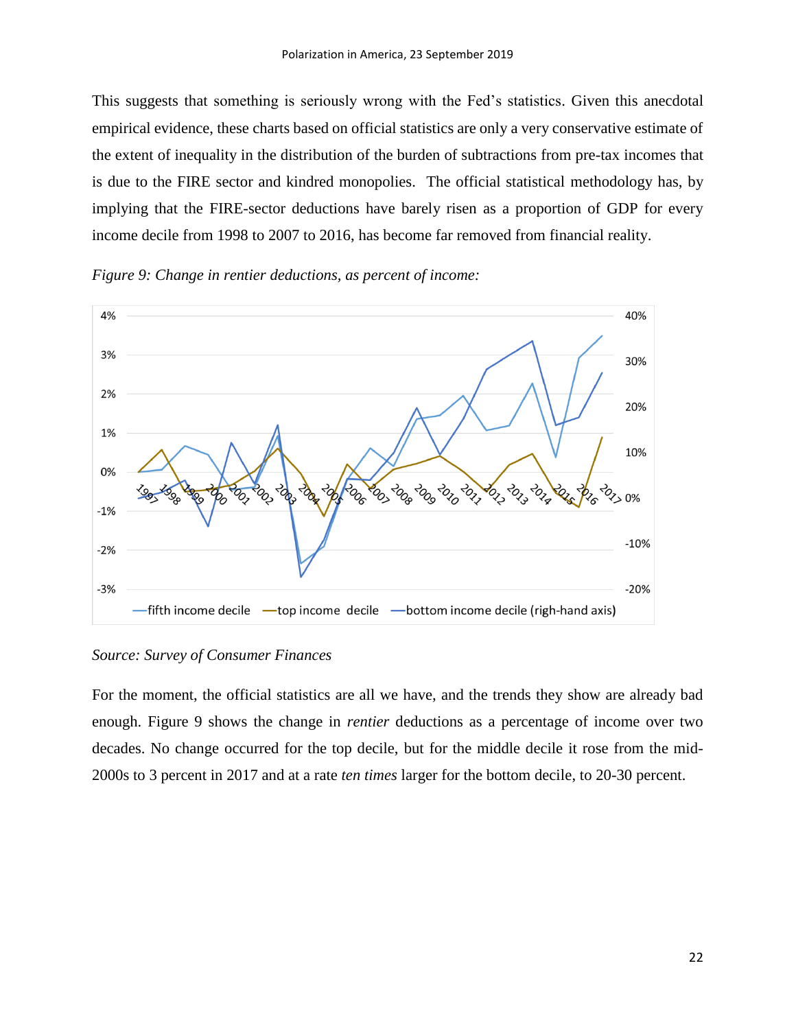This suggests that something is seriously wrong with the Fed's statistics. Given this anecdotal empirical evidence, these charts based on official statistics are only a very conservative estimate of the extent of inequality in the distribution of the burden of subtractions from pre-tax incomes that is due to the FIRE sector and kindred monopolies. The official statistical methodology has, by implying that the FIRE-sector deductions have barely risen as a proportion of GDP for every income decile from 1998 to 2007 to 2016, has become far removed from financial reality.

*Figure 9: Change in rentier deductions, as percent of income:*

*Source: Survey of Consumer Finances*

For the moment, the official statistics are all we have, and the trends they show are already bad enough. Figure 9 shows the change in *rentier* deductions as a percentage of income over two decades. No change occurred for the top decile, but for the middle decile it rose from the mid-2000s to 3 percent in 2017 and at a rate *ten times* larger for the bottom decile, to 20-30 percent.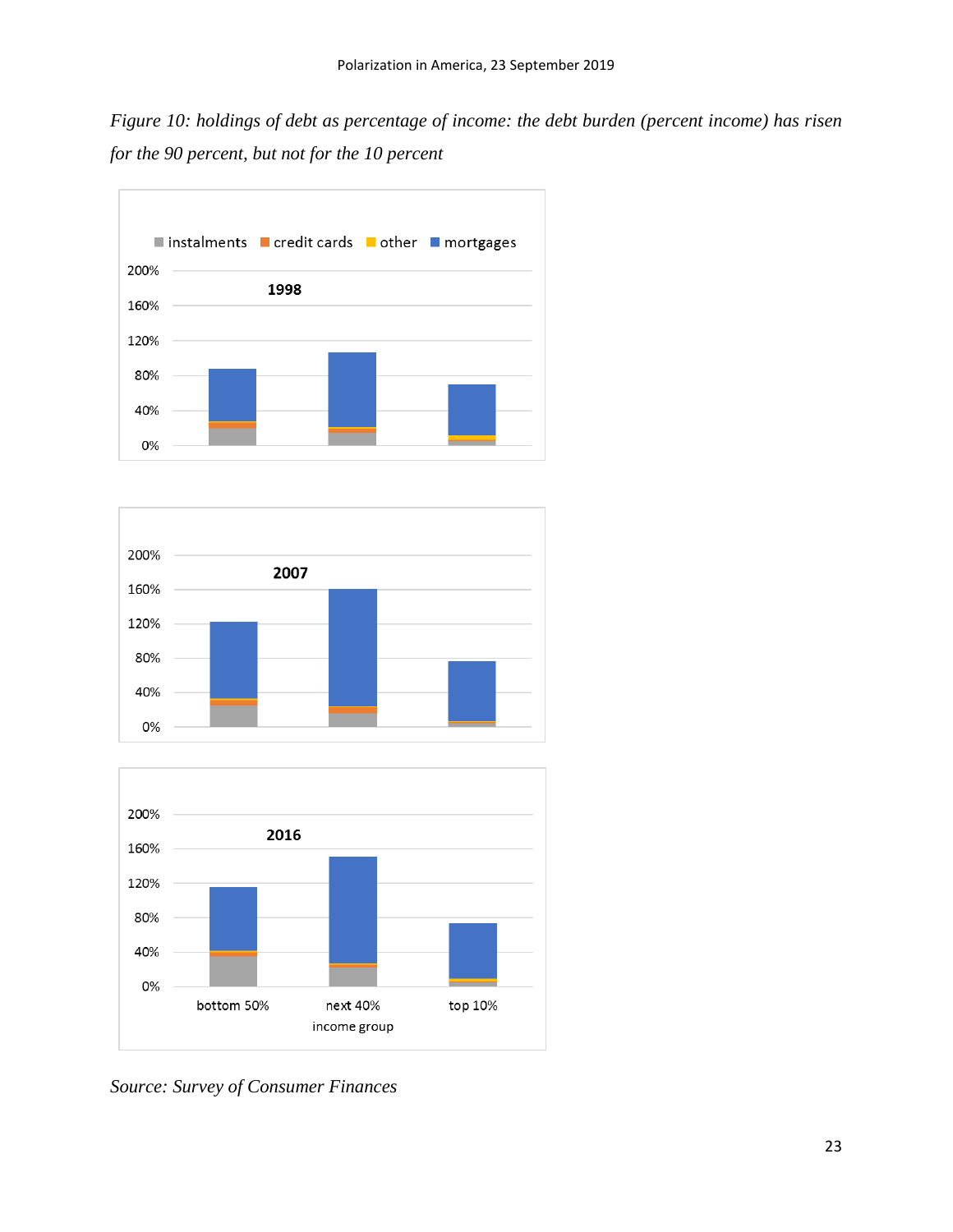*Figure 10: holdings of debt as percentage of income: the debt burden (percent income) has risen for the 90 percent, but not for the 10 percent*

*Source: Survey of Consumer Finances*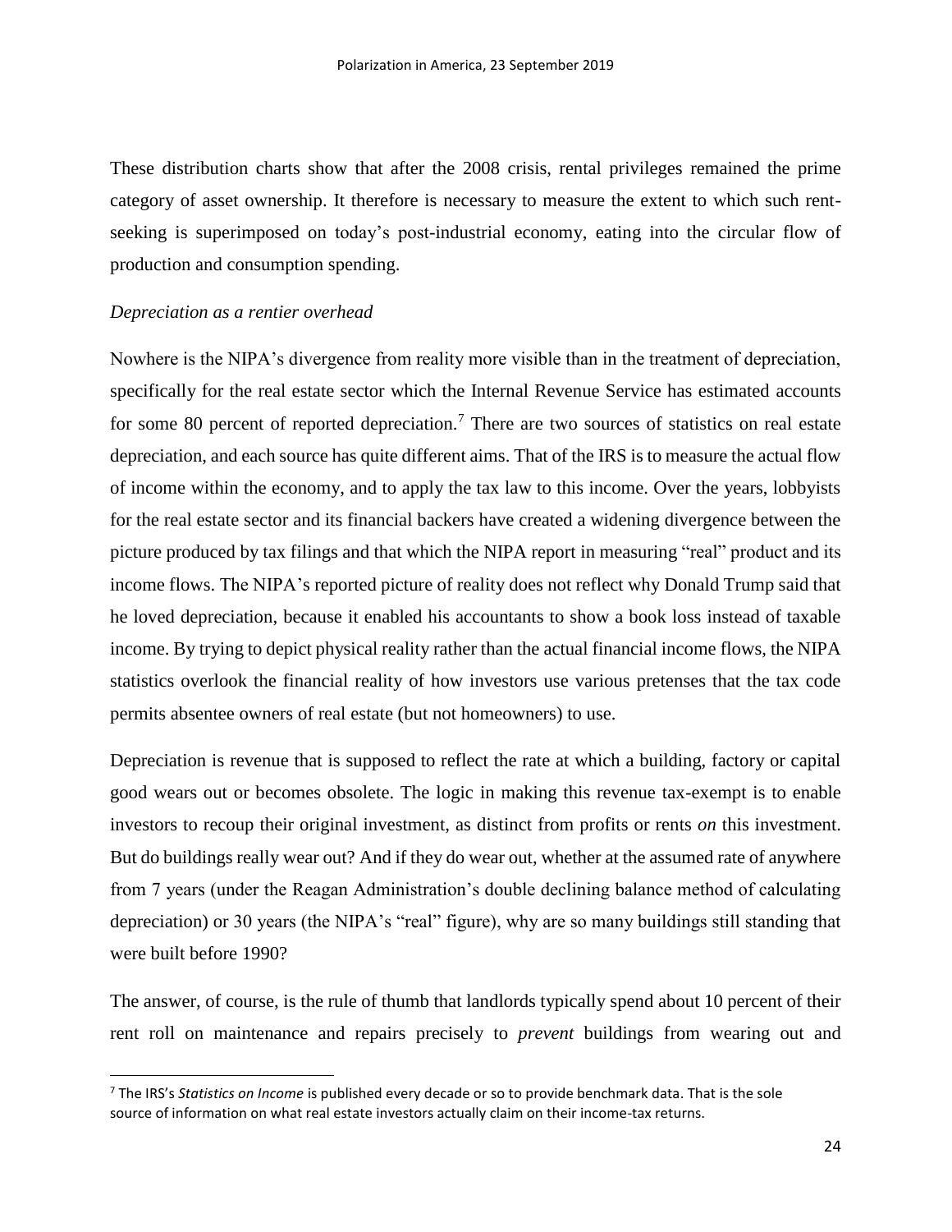These distribution charts show that after the 2008 crisis, rental privileges remained the prime category of asset ownership. It therefore is necessary to measure the extent to which such rent-seeking is superimposed on today's post-industrial economy, eating into the circular flow of production and consumption spending.

*Depreciation as a rentier overhead*

Nowhere is the NIPA's divergence from reality more visible than in the treatment of depreciation, specifically for the real estate sector which the Internal Revenue Service has estimated accounts for some 80 percent of reported depreciation.[7] There are two sources of statistics on real estate depreciation, and each source has quite different aims. That of the IRS is to measure the actual flow of income within the economy, and to apply the tax law to this income. Over the years, lobbyists for the real estate sector and its financial backers have created a widening divergence between the picture produced by tax filings and that which the NIPA report in measuring "real" product and its income flows. The NIPA's reported picture of reality does not reflect why Donald Trump said that he loved depreciation, because it enabled his accountants to show a book loss instead of taxable income. By trying to depict physical reality rather than the actual financial income flows, the NIPA statistics overlook the financial reality of how investors use various pretenses that the tax code permits absentee owners of real estate (but not homeowners) to use.

Depreciation is revenue that is supposed to reflect the rate at which a building, factory or capital good wears out or becomes obsolete. The logic in making this revenue tax-exempt is to enable investors to recoup their original investment, as distinct from profits or rents *on* this investment. But do buildings really wear out? And if they do wear out, whether at the assumed rate of anywhere from 7 years (under the Reagan Administration's double declining balance method of calculating depreciation) or 30 years (the NIPA's "real" figure), why are so many buildings still standing that were built before 1990?

The answer, of course, is the rule of thumb that landlords typically spend about 10 percent of their rent roll on maintenance and repairs precisely to *prevent* buildings from wearing out and

[7] The IRS's *Statistics on Income* is published every decade or so to provide benchmark data. That is the sole source of information on what real estate investors actually claim on their income-tax returns.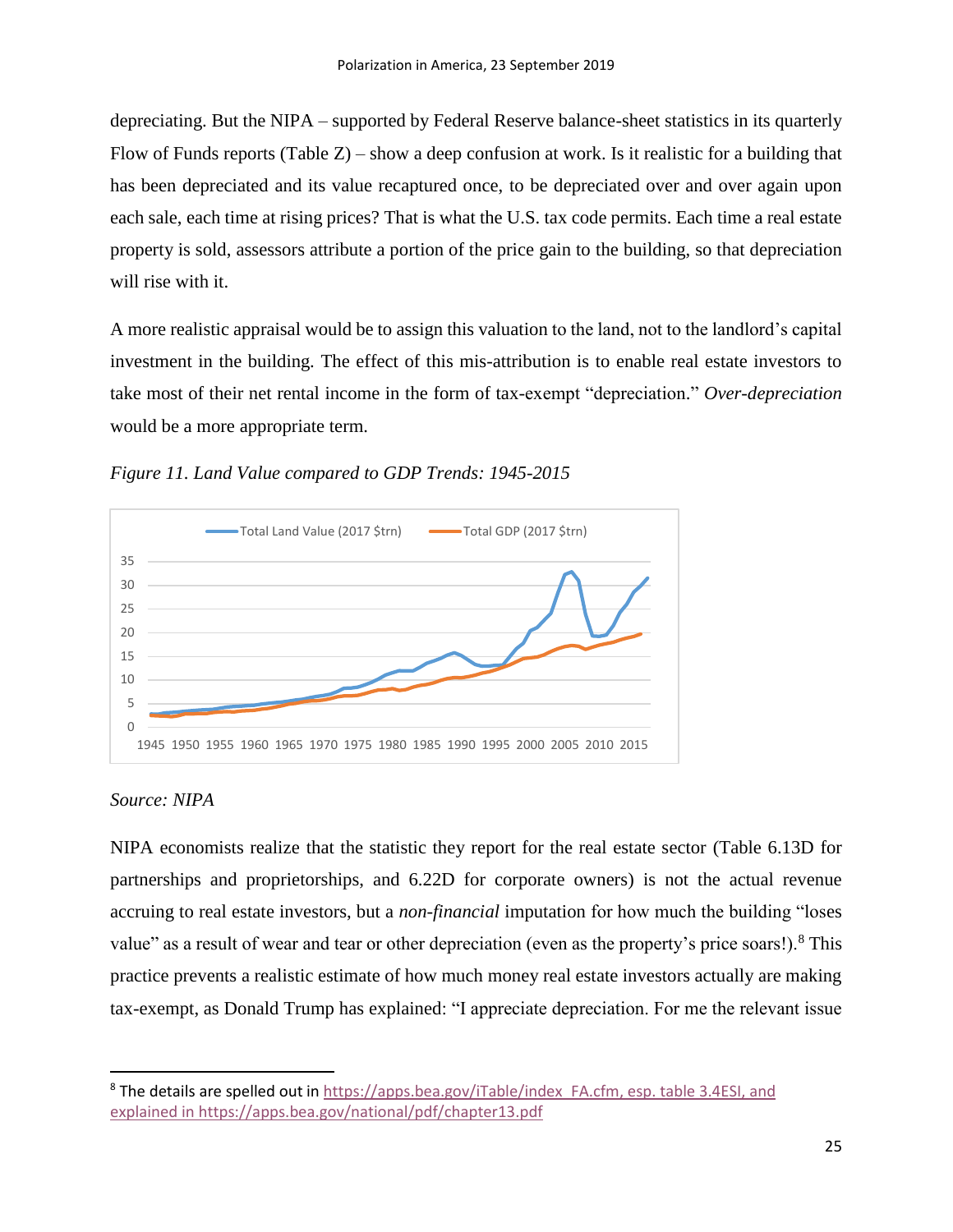depreciating. But the NIPA – supported by Federal Reserve balance-sheet statistics in its quarterly Flow of Funds reports (Table Z) – show a deep confusion at work. Is it realistic for a building that has been depreciated and its value recaptured once, to be depreciated over and over again upon each sale, each time at rising prices? That is what the U.S. tax code permits. Each time a real estate property is sold, assessors attribute a portion of the price gain to the building, so that depreciation will rise with it.

A more realistic appraisal would be to assign this valuation to the land, not to the landlord's capital investment in the building. The effect of this mis-attribution is to enable real estate investors to take most of their net rental income in the form of tax-exempt "depreciation." *Over-depreciation* would be a more appropriate term.

*Figure 11. Land Value compared to GDP Trends: 1945-2015*

*Source: NIPA*

NIPA economists realize that the statistic they report for the real estate sector (Table 6.13D for partnerships and proprietorships, and 6.22D for corporate owners) is not the actual revenue accruing to real estate investors, but a *non-financial* imputation for how much the building "loses value" as a result of wear and tear or other depreciation (even as the property's price soars!).[8] This practice prevents a realistic estimate of how much money real estate investors actually are making tax-exempt, as Donald Trump has explained: "I appreciate depreciation. For me the relevant issue

---

[8] The details are spelled out in https://apps.bea.gov/iTable/index_FA.cfm, esp. table 3.4ESI, and explained in https://apps.bea.gov/national/pdf/chapter13.pdf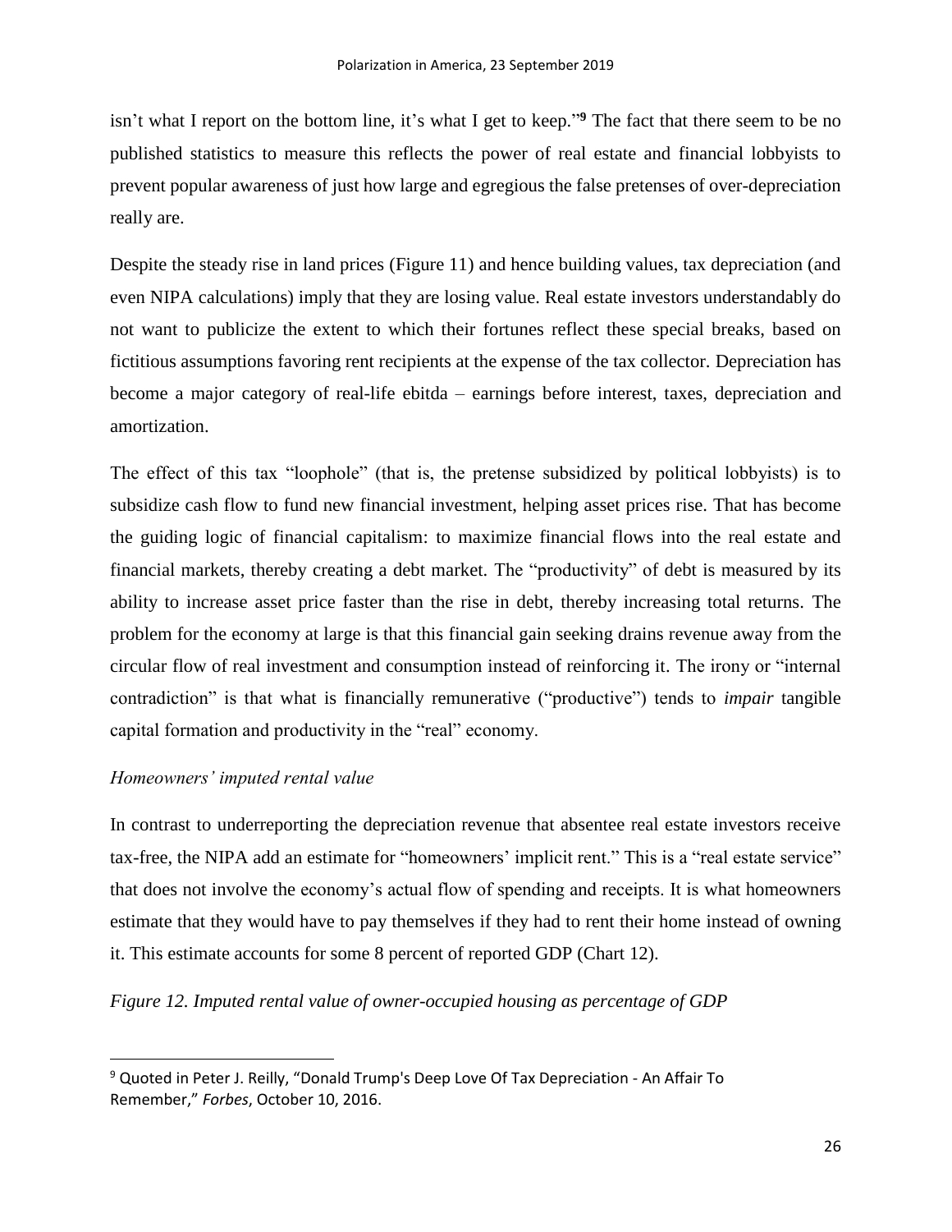isn't what I report on the bottom line, it's what I get to keep."[9] The fact that there seem to be no published statistics to measure this reflects the power of real estate and financial lobbyists to prevent popular awareness of just how large and egregious the false pretenses of over-depreciation really are.

Despite the steady rise in land prices (Figure 11) and hence building values, tax depreciation (and even NIPA calculations) imply that they are losing value. Real estate investors understandably do not want to publicize the extent to which their fortunes reflect these special breaks, based on fictitious assumptions favoring rent recipients at the expense of the tax collector. Depreciation has become a major category of real-life ebitda – earnings before interest, taxes, depreciation and amortization.

The effect of this tax "loophole" (that is, the pretense subsidized by political lobbyists) is to subsidize cash flow to fund new financial investment, helping asset prices rise. That has become the guiding logic of financial capitalism: to maximize financial flows into the real estate and financial markets, thereby creating a debt market. The "productivity" of debt is measured by its ability to increase asset price faster than the rise in debt, thereby increasing total returns. The problem for the economy at large is that this financial gain seeking drains revenue away from the circular flow of real investment and consumption instead of reinforcing it. The irony or "internal contradiction" is that what is financially remunerative ("productive") tends to *impair* tangible capital formation and productivity in the "real" economy.

*Homeowners' imputed rental value*

In contrast to underreporting the depreciation revenue that absentee real estate investors receive tax-free, the NIPA add an estimate for "homeowners' implicit rent." This is a "real estate service" that does not involve the economy's actual flow of spending and receipts. It is what homeowners estimate that they would have to pay themselves if they had to rent their home instead of owning it. This estimate accounts for some 8 percent of reported GDP (Chart 12).

*Figure 12. Imputed rental value of owner-occupied housing as percentage of GDP*

---

[9] Quoted in Peter J. Reilly, "Donald Trump's Deep Love Of Tax Depreciation - An Affair To Remember," *Forbes*, October 10, 2016.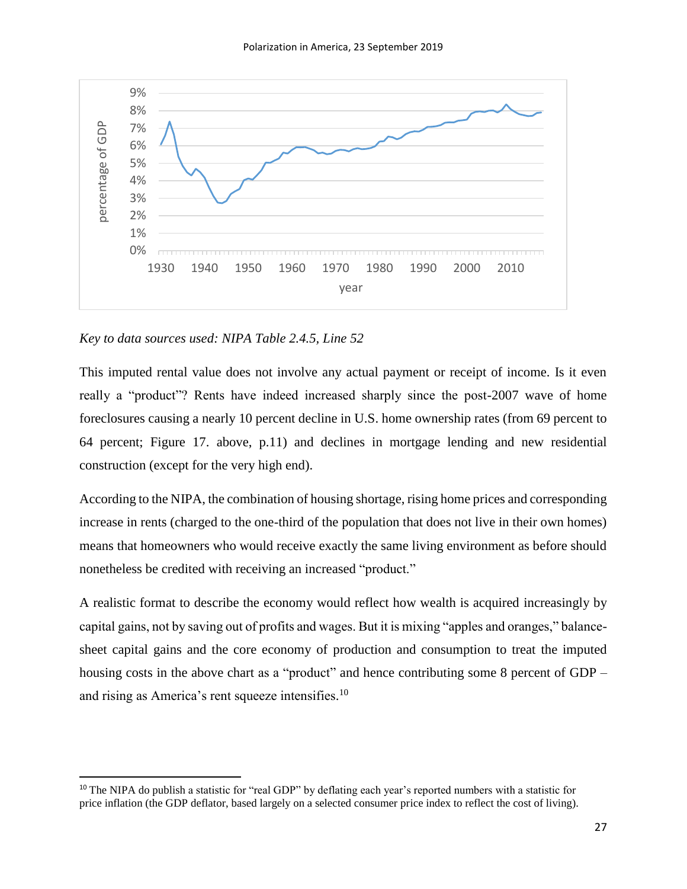*Key to data sources used: NIPA Table 2.4.5, Line 52*

This imputed rental value does not involve any actual payment or receipt of income. Is it even really a "product"? Rents have indeed increased sharply since the post-2007 wave of home foreclosures causing a nearly 10 percent decline in U.S. home ownership rates (from 69 percent to 64 percent; Figure 17. above, p.11) and declines in mortgage lending and new residential construction (except for the very high end).

According to the NIPA, the combination of housing shortage, rising home prices and corresponding increase in rents (charged to the one-third of the population that does not live in their own homes) means that homeowners who would receive exactly the same living environment as before should nonetheless be credited with receiving an increased "product."

A realistic format to describe the economy would reflect how wealth is acquired increasingly by capital gains, not by saving out of profits and wages. But it is mixing "apples and oranges," balance-sheet capital gains and the core economy of production and consumption to treat the imputed housing costs in the above chart as a "product" and hence contributing some 8 percent of GDP – and rising as America's rent squeeze intensifies.[10]

[10] The NIPA do publish a statistic for "real GDP" by deflating each year's reported numbers with a statistic for price inflation (the GDP deflator, based largely on a selected consumer price index to reflect the cost of living).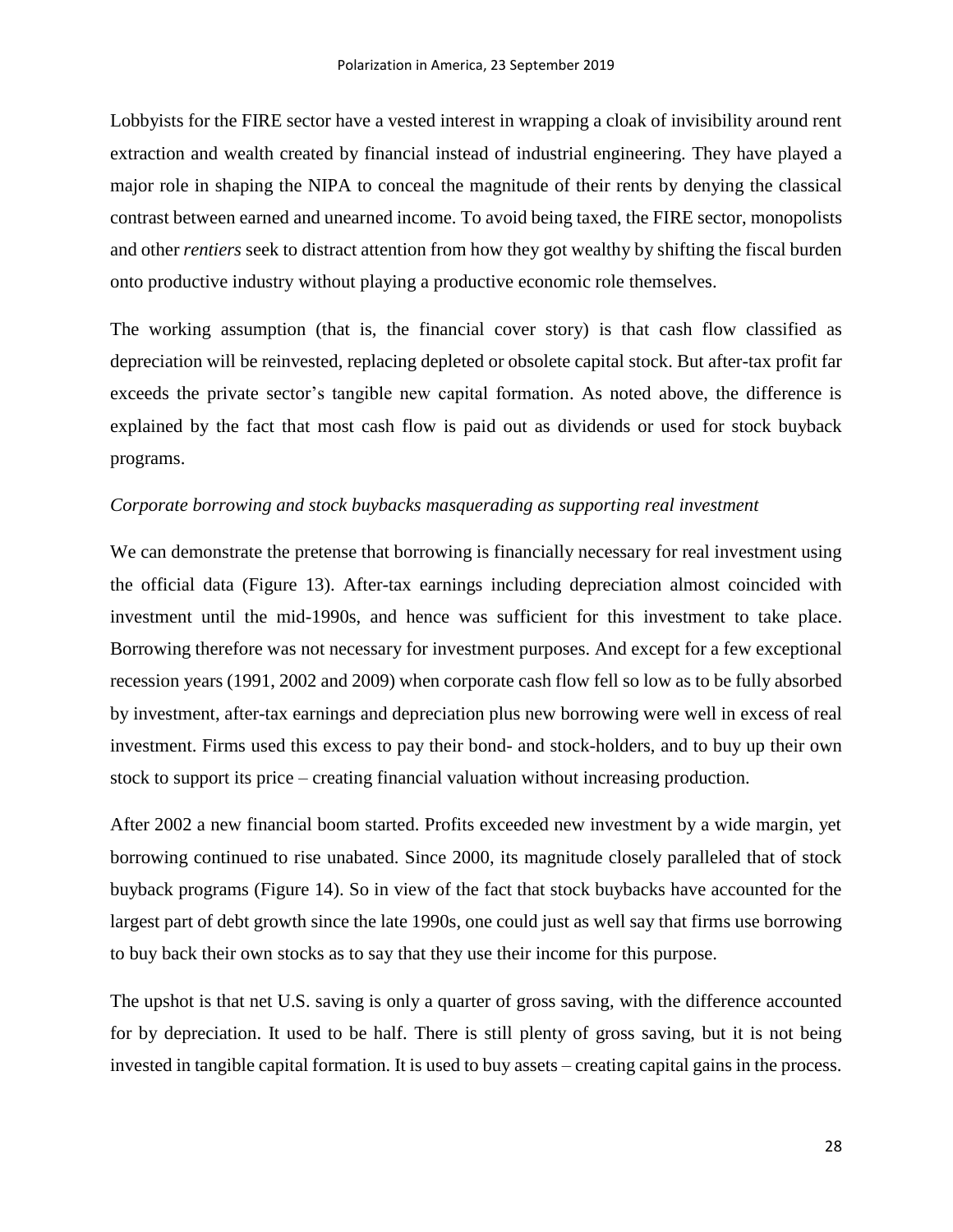Lobbyists for the FIRE sector have a vested interest in wrapping a cloak of invisibility around rent extraction and wealth created by financial instead of industrial engineering. They have played a major role in shaping the NIPA to conceal the magnitude of their rents by denying the classical contrast between earned and unearned income. To avoid being taxed, the FIRE sector, monopolists and other *rentiers* seek to distract attention from how they got wealthy by shifting the fiscal burden onto productive industry without playing a productive economic role themselves.

The working assumption (that is, the financial cover story) is that cash flow classified as depreciation will be reinvested, replacing depleted or obsolete capital stock. But after-tax profit far exceeds the private sector's tangible new capital formation. As noted above, the difference is explained by the fact that most cash flow is paid out as dividends or used for stock buyback programs.

*Corporate borrowing and stock buybacks masquerading as supporting real investment*

We can demonstrate the pretense that borrowing is financially necessary for real investment using the official data (Figure 13). After-tax earnings including depreciation almost coincided with investment until the mid-1990s, and hence was sufficient for this investment to take place. Borrowing therefore was not necessary for investment purposes. And except for a few exceptional recession years (1991, 2002 and 2009) when corporate cash flow fell so low as to be fully absorbed by investment, after-tax earnings and depreciation plus new borrowing were well in excess of real investment. Firms used this excess to pay their bond- and stock-holders, and to buy up their own stock to support its price – creating financial valuation without increasing production.

After 2002 a new financial boom started. Profits exceeded new investment by a wide margin, yet borrowing continued to rise unabated. Since 2000, its magnitude closely paralleled that of stock buyback programs (Figure 14). So in view of the fact that stock buybacks have accounted for the largest part of debt growth since the late 1990s, one could just as well say that firms use borrowing to buy back their own stocks as to say that they use their income for this purpose.

The upshot is that net U.S. saving is only a quarter of gross saving, with the difference accounted for by depreciation. It used to be half. There is still plenty of gross saving, but it is not being invested in tangible capital formation. It is used to buy assets – creating capital gains in the process.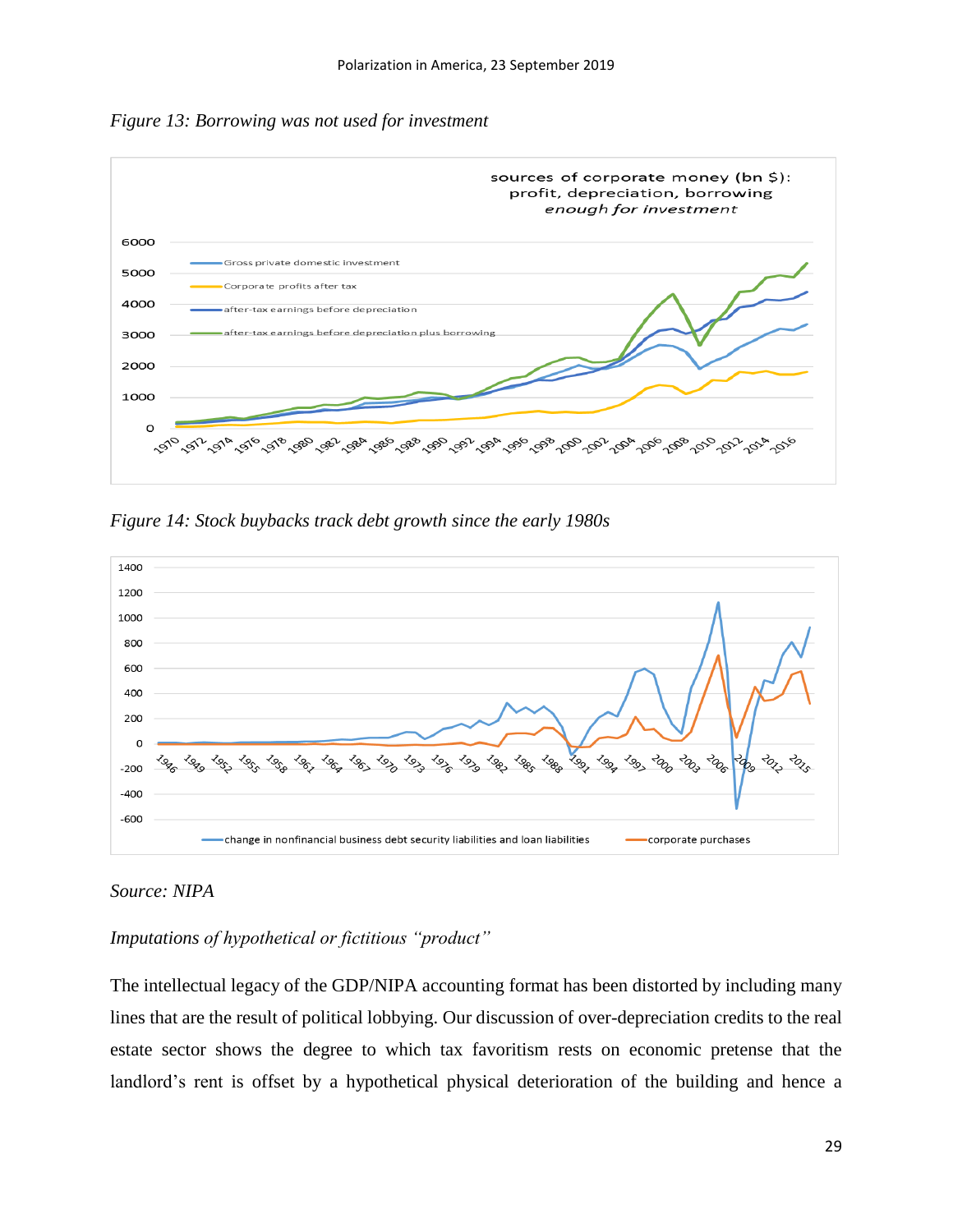*Figure 13: Borrowing was not used for investment*

*Figure 14: Stock buybacks track debt growth since the early 1980s*

*Source: NIPA*

*Imputations of hypothetical or fictitious "product"*

The intellectual legacy of the GDP/NIPA accounting format has been distorted by including many lines that are the result of political lobbying. Our discussion of over-depreciation credits to the real estate sector shows the degree to which tax favoritism rests on economic pretense that the landlord's rent is offset by a hypothetical physical deterioration of the building and hence a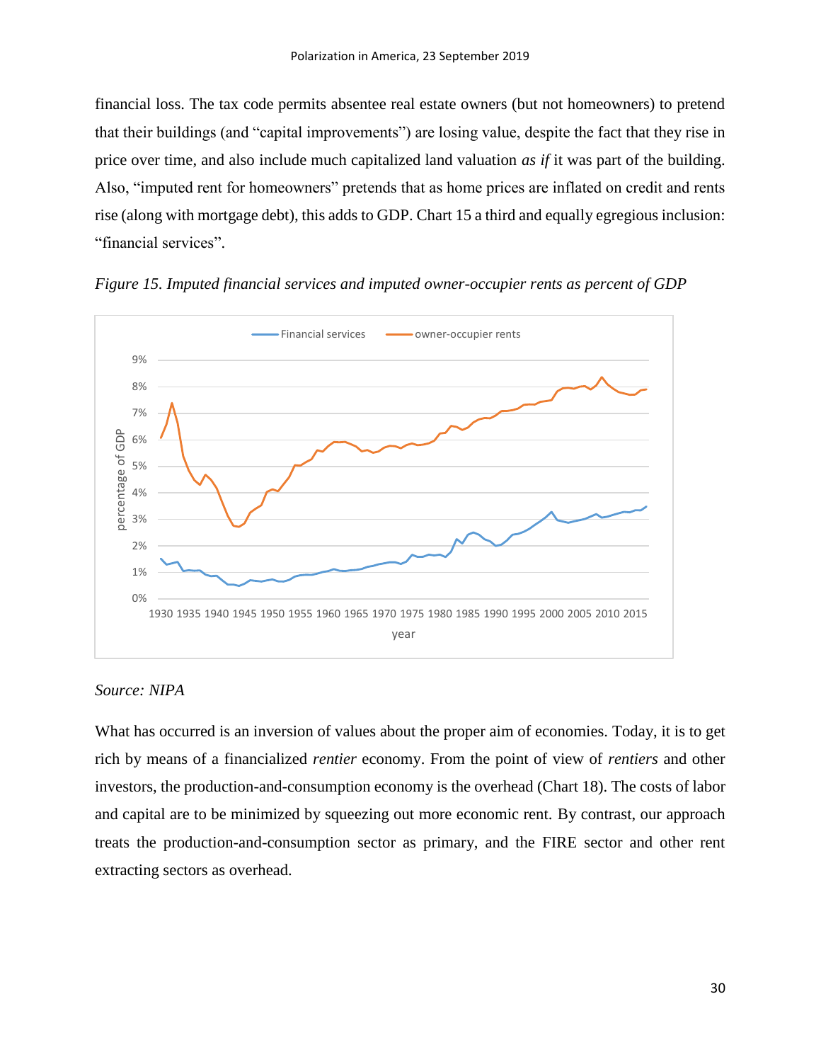financial loss. The tax code permits absentee real estate owners (but not homeowners) to pretend that their buildings (and "capital improvements") are losing value, despite the fact that they rise in price over time, and also include much capitalized land valuation *as if* it was part of the building. Also, "imputed rent for homeowners" pretends that as home prices are inflated on credit and rents rise (along with mortgage debt), this adds to GDP. Chart 15 a third and equally egregious inclusion: "financial services".

*Figure 15. Imputed financial services and imputed owner-occupier rents as percent of GDP*

*Source: NIPA*

What has occurred is an inversion of values about the proper aim of economies. Today, it is to get rich by means of a financialized *rentier* economy. From the point of view of *rentiers* and other investors, the production-and-consumption economy is the overhead (Chart 18). The costs of labor and capital are to be minimized by squeezing out more economic rent. By contrast, our approach treats the production-and-consumption sector as primary, and the FIRE sector and other rent extracting sectors as overhead.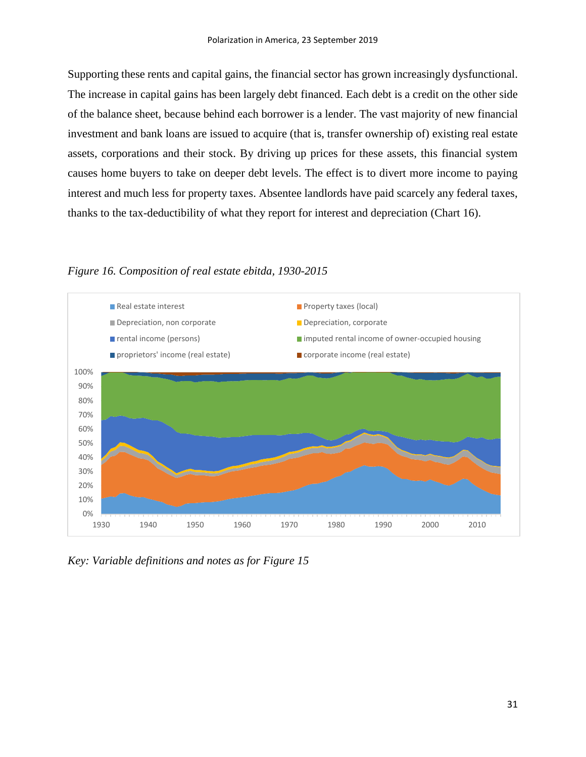Supporting these rents and capital gains, the financial sector has grown increasingly dysfunctional. The increase in capital gains has been largely debt financed. Each debt is a credit on the other side of the balance sheet, because behind each borrower is a lender. The vast majority of new financial investment and bank loans are issued to acquire (that is, transfer ownership of) existing real estate assets, corporations and their stock. By driving up prices for these assets, this financial system causes home buyers to take on deeper debt levels. The effect is to divert more income to paying interest and much less for property taxes. Absentee landlords have paid scarcely any federal taxes, thanks to the tax-deductibility of what they report for interest and depreciation (Chart 16).

*Figure 16. Composition of real estate ebitda, 1930-2015*

*Key: Variable definitions and notes as for Figure 15*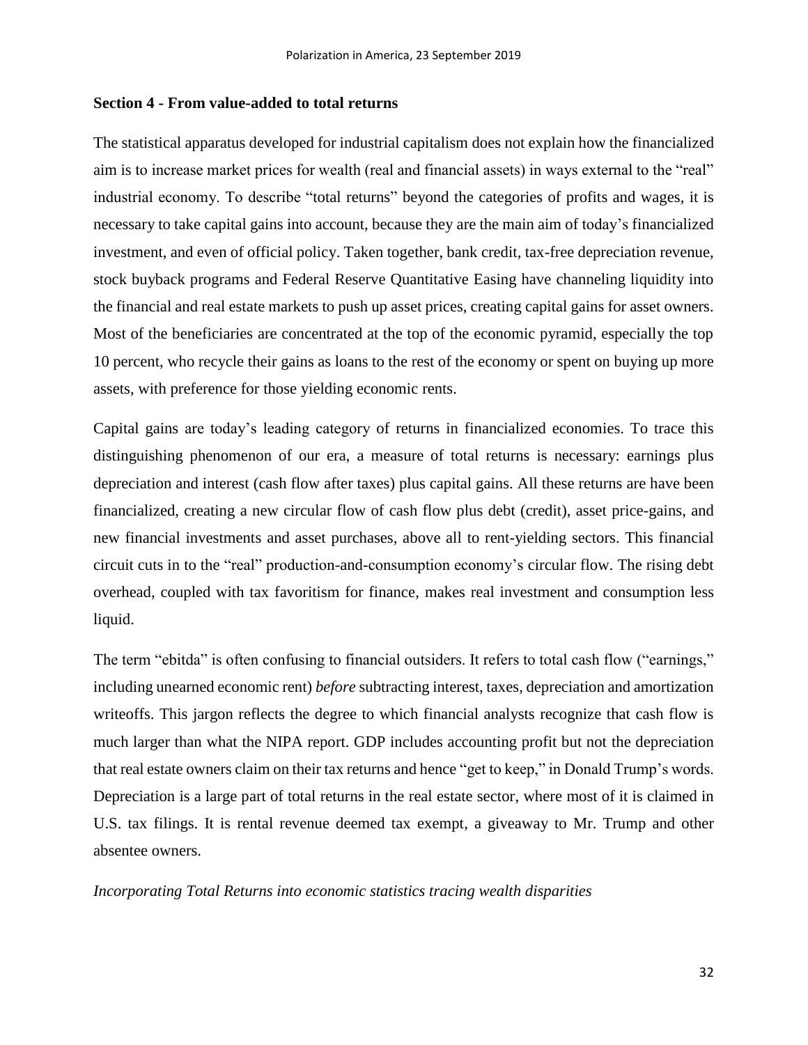**Section 4 - From value-added to total returns**

The statistical apparatus developed for industrial capitalism does not explain how the financialized aim is to increase market prices for wealth (real and financial assets) in ways external to the "real" industrial economy. To describe "total returns" beyond the categories of profits and wages, it is necessary to take capital gains into account, because they are the main aim of today's financialized investment, and even of official policy. Taken together, bank credit, tax-free depreciation revenue, stock buyback programs and Federal Reserve Quantitative Easing have channeling liquidity into the financial and real estate markets to push up asset prices, creating capital gains for asset owners. Most of the beneficiaries are concentrated at the top of the economic pyramid, especially the top 10 percent, who recycle their gains as loans to the rest of the economy or spent on buying up more assets, with preference for those yielding economic rents.

Capital gains are today's leading category of returns in financialized economies. To trace this distinguishing phenomenon of our era, a measure of total returns is necessary: earnings plus depreciation and interest (cash flow after taxes) plus capital gains. All these returns are have been financialized, creating a new circular flow of cash flow plus debt (credit), asset price-gains, and new financial investments and asset purchases, above all to rent-yielding sectors. This financial circuit cuts in to the "real" production-and-consumption economy's circular flow. The rising debt overhead, coupled with tax favoritism for finance, makes real investment and consumption less liquid.

The term "ebitda" is often confusing to financial outsiders. It refers to total cash flow ("earnings," including unearned economic rent) *before* subtracting interest, taxes, depreciation and amortization writeoffs. This jargon reflects the degree to which financial analysts recognize that cash flow is much larger than what the NIPA report. GDP includes accounting profit but not the depreciation that real estate owners claim on their tax returns and hence "get to keep," in Donald Trump's words. Depreciation is a large part of total returns in the real estate sector, where most of it is claimed in U.S. tax filings. It is rental revenue deemed tax exempt, a giveaway to Mr. Trump and other absentee owners.

*Incorporating Total Returns into economic statistics tracing wealth disparities*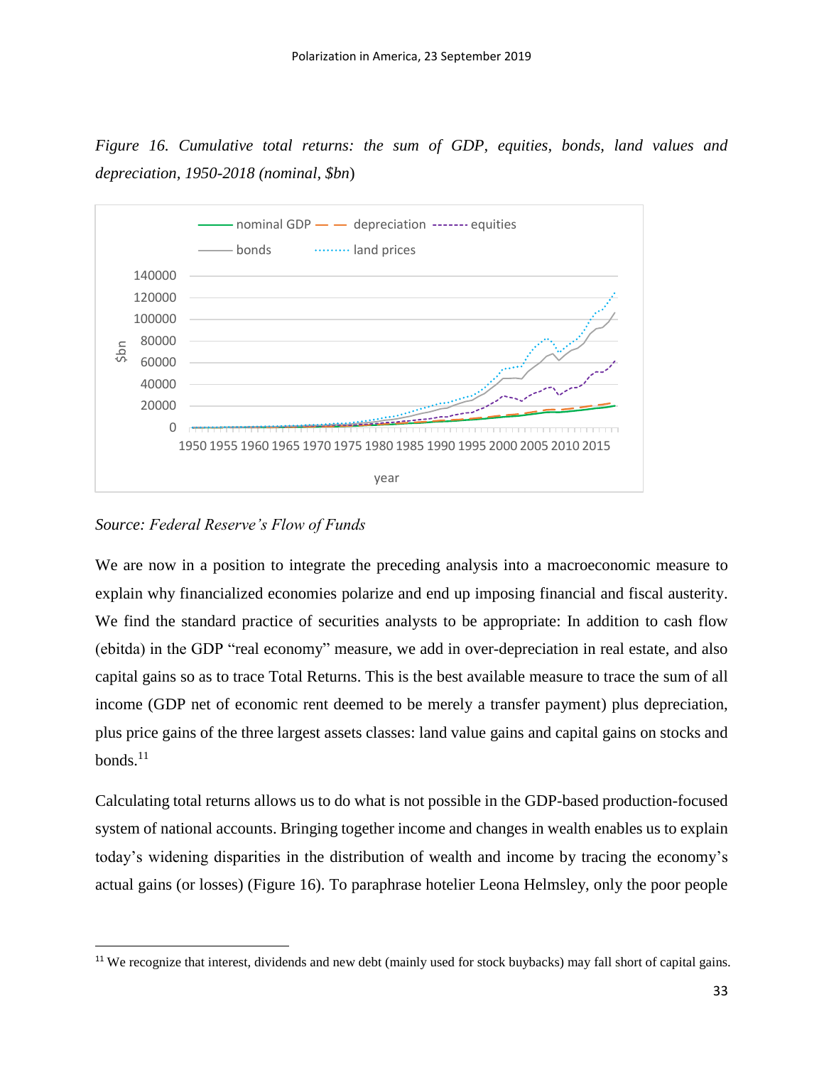*Figure 16. Cumulative total returns: the sum of GDP, equities, bonds, land values and depreciation, 1950-2018 (nominal, $bn)*

*Source: Federal Reserve's Flow of Funds*

We are now in a position to integrate the preceding analysis into a macroeconomic measure to explain why financialized economies polarize and end up imposing financial and fiscal austerity. We find the standard practice of securities analysts to be appropriate: In addition to cash flow (ebitda) in the GDP "real economy" measure, we add in over-depreciation in real estate, and also capital gains so as to trace Total Returns. This is the best available measure to trace the sum of all income (GDP net of economic rent deemed to be merely a transfer payment) plus depreciation, plus price gains of the three largest assets classes: land value gains and capital gains on stocks and bonds.[11]

Calculating total returns allows us to do what is not possible in the GDP-based production-focused system of national accounts. Bringing together income and changes in wealth enables us to explain today's widening disparities in the distribution of wealth and income by tracing the economy's actual gains (or losses) (Figure 16). To paraphrase hotelier Leona Helmsley, only the poor people

[11] We recognize that interest, dividends and new debt (mainly used for stock buybacks) may fall short of capital gains.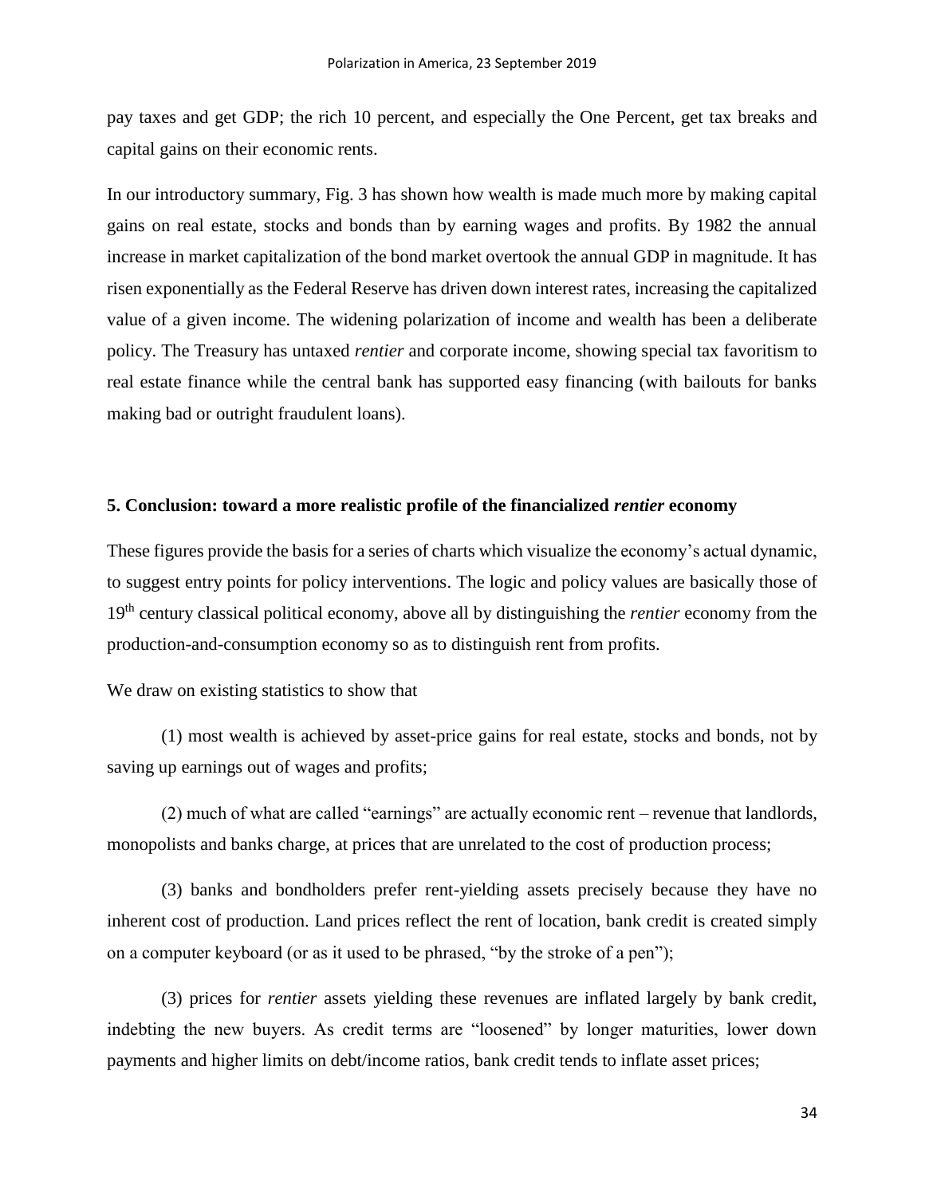pay taxes and get GDP; the rich 10 percent, and especially the One Percent, get tax breaks and capital gains on their economic rents.

In our introductory summary, Fig. 3 has shown how wealth is made much more by making capital gains on real estate, stocks and bonds than by earning wages and profits. By 1982 the annual increase in market capitalization of the bond market overtook the annual GDP in magnitude. It has risen exponentially as the Federal Reserve has driven down interest rates, increasing the capitalized value of a given income. The widening polarization of income and wealth has been a deliberate policy. The Treasury has untaxed *rentier* and corporate income, showing special tax favoritism to real estate finance while the central bank has supported easy financing (with bailouts for banks making bad or outright fraudulent loans).

## 5. Conclusion: toward a more realistic profile of the financialized *rentier* economy

These figures provide the basis for a series of charts which visualize the economy's actual dynamic, to suggest entry points for policy interventions. The logic and policy values are basically those of 19th century classical political economy, above all by distinguishing the *rentier* economy from the production-and-consumption economy so as to distinguish rent from profits.

We draw on existing statistics to show that

(1) most wealth is achieved by asset-price gains for real estate, stocks and bonds, not by saving up earnings out of wages and profits;

(2) much of what are called "earnings" are actually economic rent – revenue that landlords, monopolists and banks charge, at prices that are unrelated to the cost of production process;

(3) banks and bondholders prefer rent-yielding assets precisely because they have no inherent cost of production. Land prices reflect the rent of location, bank credit is created simply on a computer keyboard (or as it used to be phrased, "by the stroke of a pen");

(3) prices for *rentier* assets yielding these revenues are inflated largely by bank credit, indebting the new buyers. As credit terms are "loosened" by longer maturities, lower down payments and higher limits on debt/income ratios, bank credit tends to inflate asset prices;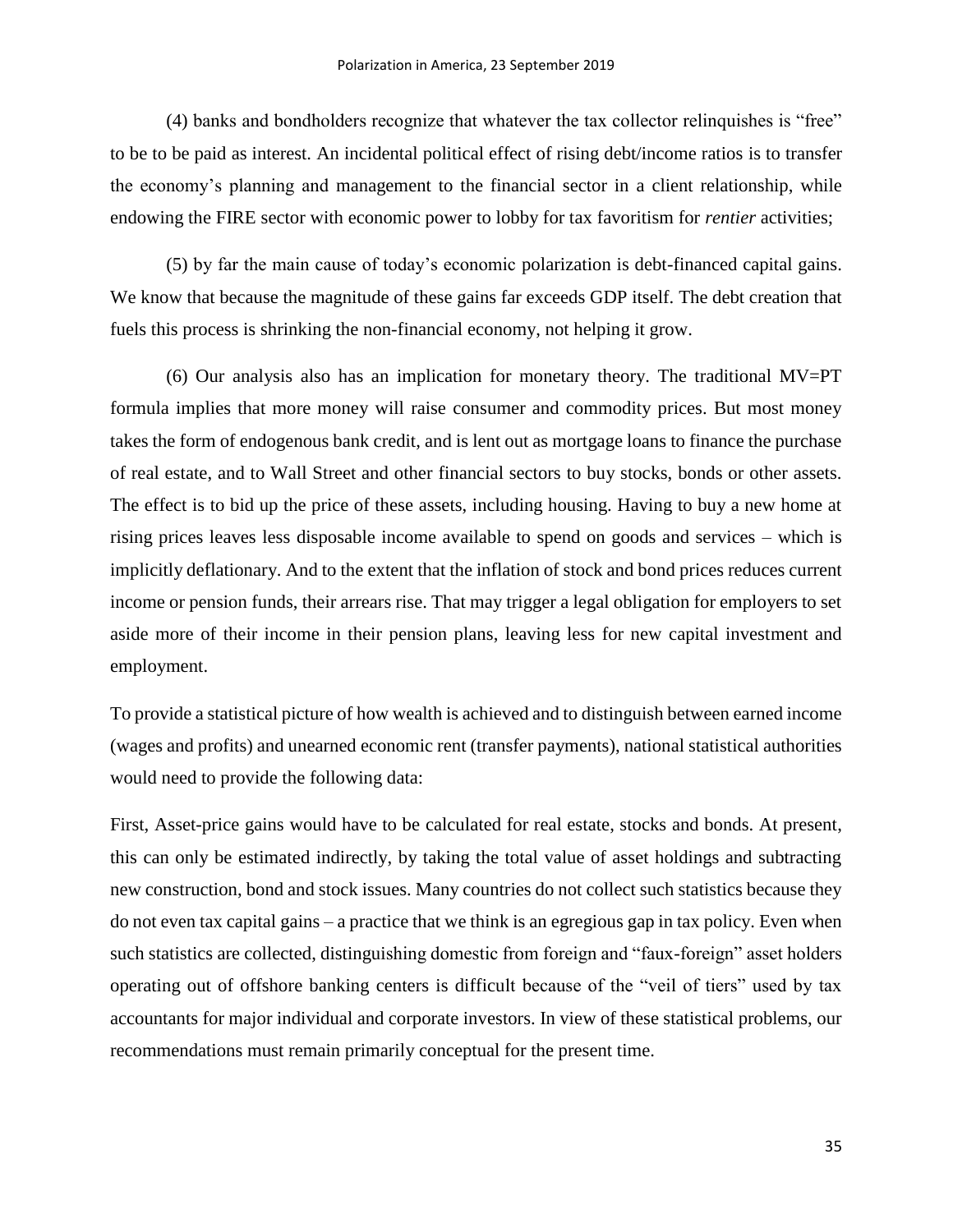(4) banks and bondholders recognize that whatever the tax collector relinquishes is "free" to be to be paid as interest. An incidental political effect of rising debt/income ratios is to transfer the economy's planning and management to the financial sector in a client relationship, while endowing the FIRE sector with economic power to lobby for tax favoritism for *rentier* activities;

(5) by far the main cause of today's economic polarization is debt-financed capital gains. We know that because the magnitude of these gains far exceeds GDP itself. The debt creation that fuels this process is shrinking the non-financial economy, not helping it grow.

(6) Our analysis also has an implication for monetary theory. The traditional MV=PT formula implies that more money will raise consumer and commodity prices. But most money takes the form of endogenous bank credit, and is lent out as mortgage loans to finance the purchase of real estate, and to Wall Street and other financial sectors to buy stocks, bonds or other assets. The effect is to bid up the price of these assets, including housing. Having to buy a new home at rising prices leaves less disposable income available to spend on goods and services – which is implicitly deflationary. And to the extent that the inflation of stock and bond prices reduces current income or pension funds, their arrears rise. That may trigger a legal obligation for employers to set aside more of their income in their pension plans, leaving less for new capital investment and employment.

To provide a statistical picture of how wealth is achieved and to distinguish between earned income (wages and profits) and unearned economic rent (transfer payments), national statistical authorities would need to provide the following data:

First, Asset-price gains would have to be calculated for real estate, stocks and bonds. At present, this can only be estimated indirectly, by taking the total value of asset holdings and subtracting new construction, bond and stock issues. Many countries do not collect such statistics because they do not even tax capital gains – a practice that we think is an egregious gap in tax policy. Even when such statistics are collected, distinguishing domestic from foreign and "faux-foreign" asset holders operating out of offshore banking centers is difficult because of the "veil of tiers" used by tax accountants for major individual and corporate investors. In view of these statistical problems, our recommendations must remain primarily conceptual for the present time.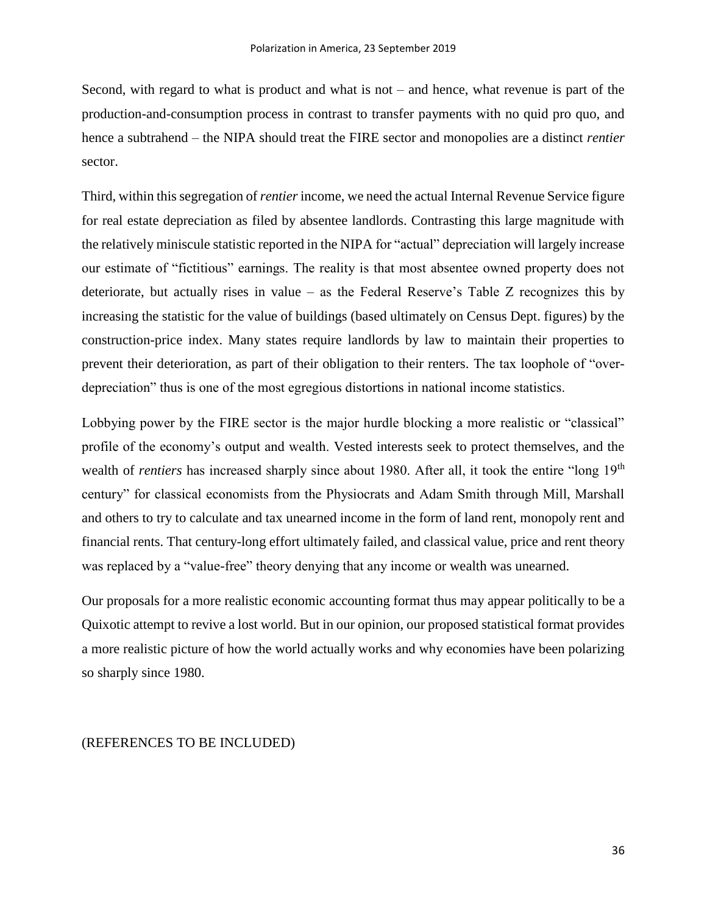Second, with regard to what is product and what is not – and hence, what revenue is part of the production-and-consumption process in contrast to transfer payments with no quid pro quo, and hence a subtrahend – the NIPA should treat the FIRE sector and monopolies are a distinct *rentier* sector.

Third, within this segregation of *rentier* income, we need the actual Internal Revenue Service figure for real estate depreciation as filed by absentee landlords. Contrasting this large magnitude with the relatively miniscule statistic reported in the NIPA for "actual" depreciation will largely increase our estimate of "fictitious" earnings. The reality is that most absentee owned property does not deteriorate, but actually rises in value – as the Federal Reserve's Table Z recognizes this by increasing the statistic for the value of buildings (based ultimately on Census Dept. figures) by the construction-price index. Many states require landlords by law to maintain their properties to prevent their deterioration, as part of their obligation to their renters. The tax loophole of "over-depreciation" thus is one of the most egregious distortions in national income statistics.

Lobbying power by the FIRE sector is the major hurdle blocking a more realistic or "classical" profile of the economy's output and wealth. Vested interests seek to protect themselves, and the wealth of *rentiers* has increased sharply since about 1980. After all, it took the entire "long 19th century" for classical economists from the Physiocrats and Adam Smith through Mill, Marshall and others to try to calculate and tax unearned income in the form of land rent, monopoly rent and financial rents. That century-long effort ultimately failed, and classical value, price and rent theory was replaced by a "value-free" theory denying that any income or wealth was unearned.

Our proposals for a more realistic economic accounting format thus may appear politically to be a Quixotic attempt to revive a lost world. But in our opinion, our proposed statistical format provides a more realistic picture of how the world actually works and why economies have been polarizing so sharply since 1980.

(REFERENCES TO BE INCLUDED)